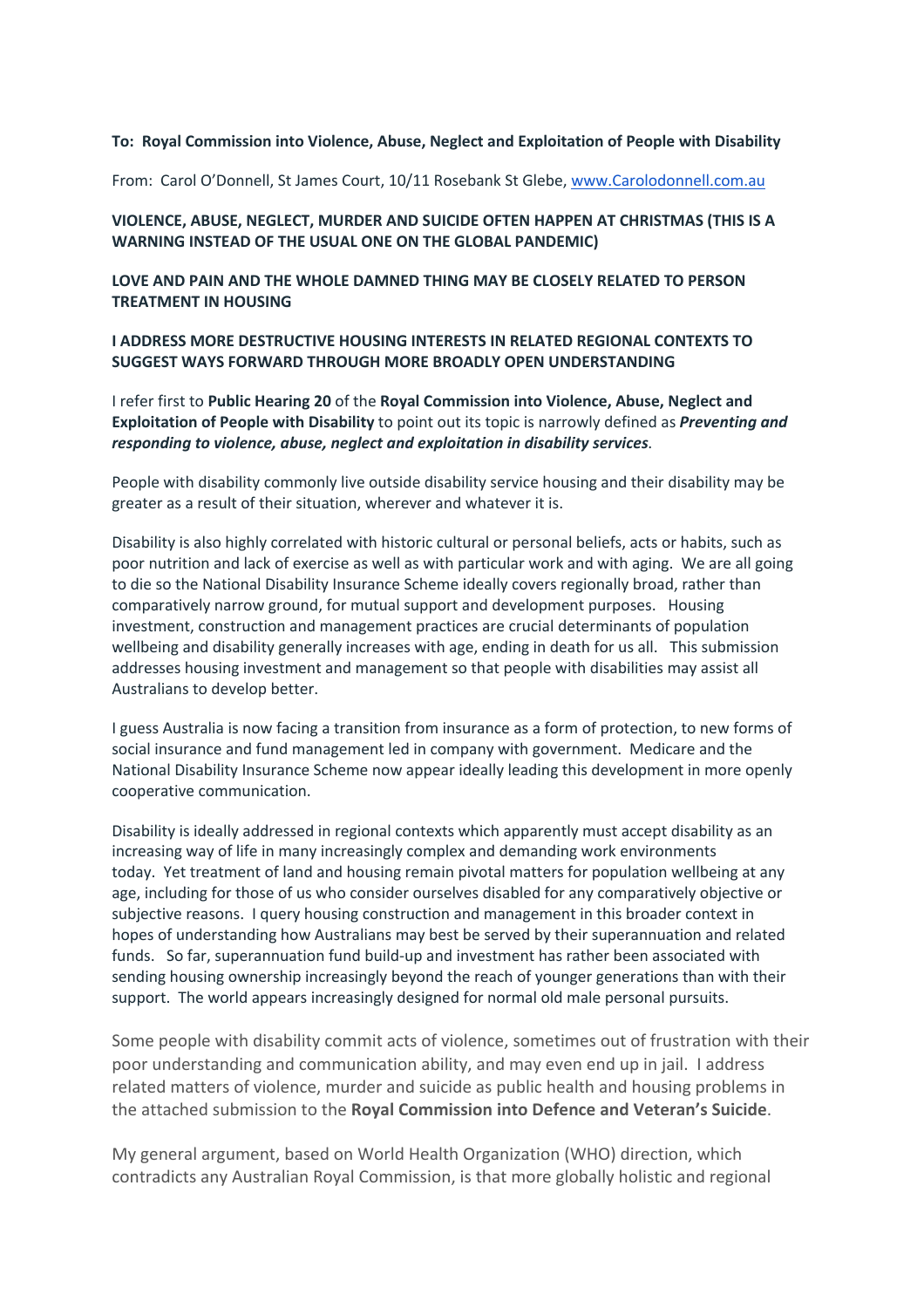**To: Royal Commission into Violence, Abuse, Neglect and Exploitation of People with Disability**

From: Carol O'Donnell, St James Court, 10/11 Rosebank St Glebe, [www.Carolodonnell.com.au](http://www.Carolodonnell.com.au)

**VIOLENCE, ABUSE, NEGLECT, MURDER AND SUICIDE OFTEN HAPPEN AT CHRISTMAS (THIS IS A WARNING INSTEAD OF THE USUAL ONE ON THE GLOBAL PANDEMIC)**

**LOVE AND PAIN AND THE WHOLE DAMNED THING MAY BE CLOSELY RELATED TO PERSON TREATMENT IN HOUSING**

**I ADDRESS MORE DESTRUCTIVE HOUSING INTERESTS IN RELATED REGIONAL CONTEXTS TO SUGGEST WAYS FORWARD THROUGH MORE BROADLY OPEN UNDERSTANDING**

I refer first to **Public Hearing 20** of the **Royal Commission into Violence, Abuse, Neglect and Exploitation of People with Disability** to point out its topic is narrowly defined as ***Preventing and responding to violence, abuse, neglect and exploitation in disability services***.

People with disability commonly live outside disability service housing and their disability may be greater as a result of their situation, wherever and whatever it is.

Disability is also highly correlated with historic cultural or personal beliefs, acts or habits, such as poor nutrition and lack of exercise as well as with particular work and with aging. We are all going to die so the National Disability Insurance Scheme ideally covers regionally broad, rather than comparatively narrow ground, for mutual support and development purposes. Housing investment, construction and management practices are crucial determinants of population wellbeing and disability generally increases with age, ending in death for us all. This submission addresses housing investment and management so that people with disabilities may assist all Australians to develop better.

I guess Australia is now facing a transition from insurance as a form of protection, to new forms of social insurance and fund management led in company with government. Medicare and the National Disability Insurance Scheme now appear ideally leading this development in more openly cooperative communication.

Disability is ideally addressed in regional contexts which apparently must accept disability as an increasing way of life in many increasingly complex and demanding work environments today. Yet treatment of land and housing remain pivotal matters for population wellbeing at any age, including for those of us who consider ourselves disabled for any comparatively objective or subjective reasons. I query housing construction and management in this broader context in hopes of understanding how Australians may best be served by their superannuation and related funds. So far, superannuation fund build-up and investment has rather been associated with sending housing ownership increasingly beyond the reach of younger generations than with their support. The world appears increasingly designed for normal old male personal pursuits.

Some people with disability commit acts of violence, sometimes out of frustration with their poor understanding and communication ability, and may even end up in jail. I address related matters of violence, murder and suicide as public health and housing problems in the attached submission to the **Royal Commission into Defence and Veteran's Suicide**.

My general argument, based on World Health Organization (WHO) direction, which contradicts any Australian Royal Commission, is that more globally holistic and regional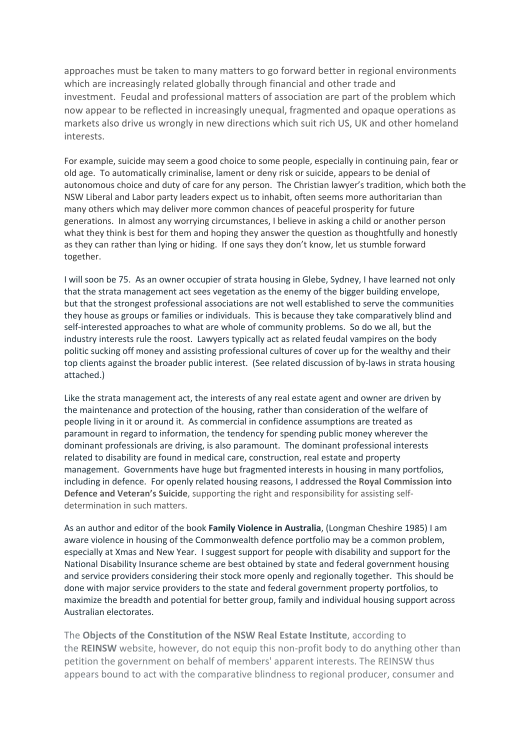approaches must be taken to many matters to go forward better in regional environments which are increasingly related globally through financial and other trade and investment. Feudal and professional matters of association are part of the problem which now appear to be reflected in increasingly unequal, fragmented and opaque operations as markets also drive us wrongly in new directions which suit rich US, UK and other homeland interests.

For example, suicide may seem a good choice to some people, especially in continuing pain, fear or old age. To automatically criminalise, lament or deny risk or suicide, appears to be denial of autonomous choice and duty of care for any person. The Christian lawyer's tradition, which both the NSW Liberal and Labor party leaders expect us to inhabit, often seems more authoritarian than many others which may deliver more common chances of peaceful prosperity for future generations. In almost any worrying circumstances, I believe in asking a child or another person what they think is best for them and hoping they answer the question as thoughtfully and honestly as they can rather than lying or hiding. If one says they don't know, let us stumble forward together.

I will soon be 75. As an owner occupier of strata housing in Glebe, Sydney, I have learned not only that the strata management act sees vegetation as the enemy of the bigger building envelope, but that the strongest professional associations are not well established to serve the communities they house as groups or families or individuals. This is because they take comparatively blind and self-interested approaches to what are whole of community problems. So do we all, but the industry interests rule the roost. Lawyers typically act as related feudal vampires on the body politic sucking off money and assisting professional cultures of cover up for the wealthy and their top clients against the broader public interest. (See related discussion of by-laws in strata housing attached.)

Like the strata management act, the interests of any real estate agent and owner are driven by the maintenance and protection of the housing, rather than consideration of the welfare of people living in it or around it. As commercial in confidence assumptions are treated as paramount in regard to information, the tendency for spending public money wherever the dominant professionals are driving, is also paramount. The dominant professional interests related to disability are found in medical care, construction, real estate and property management. Governments have huge but fragmented interests in housing in many portfolios, including in defence. For openly related housing reasons, I addressed the **Royal Commission into Defence and Veteran's Suicide**, supporting the right and responsibility for assisting self-determination in such matters.

As an author and editor of the book **Family Violence in Australia**, (Longman Cheshire 1985) I am aware violence in housing of the Commonwealth defence portfolio may be a common problem, especially at Xmas and New Year. I suggest support for people with disability and support for the National Disability Insurance scheme are best obtained by state and federal government housing and service providers considering their stock more openly and regionally together. This should be done with major service providers to the state and federal government property portfolios, to maximize the breadth and potential for better group, family and individual housing support across Australian electorates.

The **Objects of the Constitution of the NSW Real Estate Institute**, according to the **REINSW** website, however, do not equip this non-profit body to do anything other than petition the government on behalf of members' apparent interests. The REINSW thus appears bound to act with the comparative blindness to regional producer, consumer and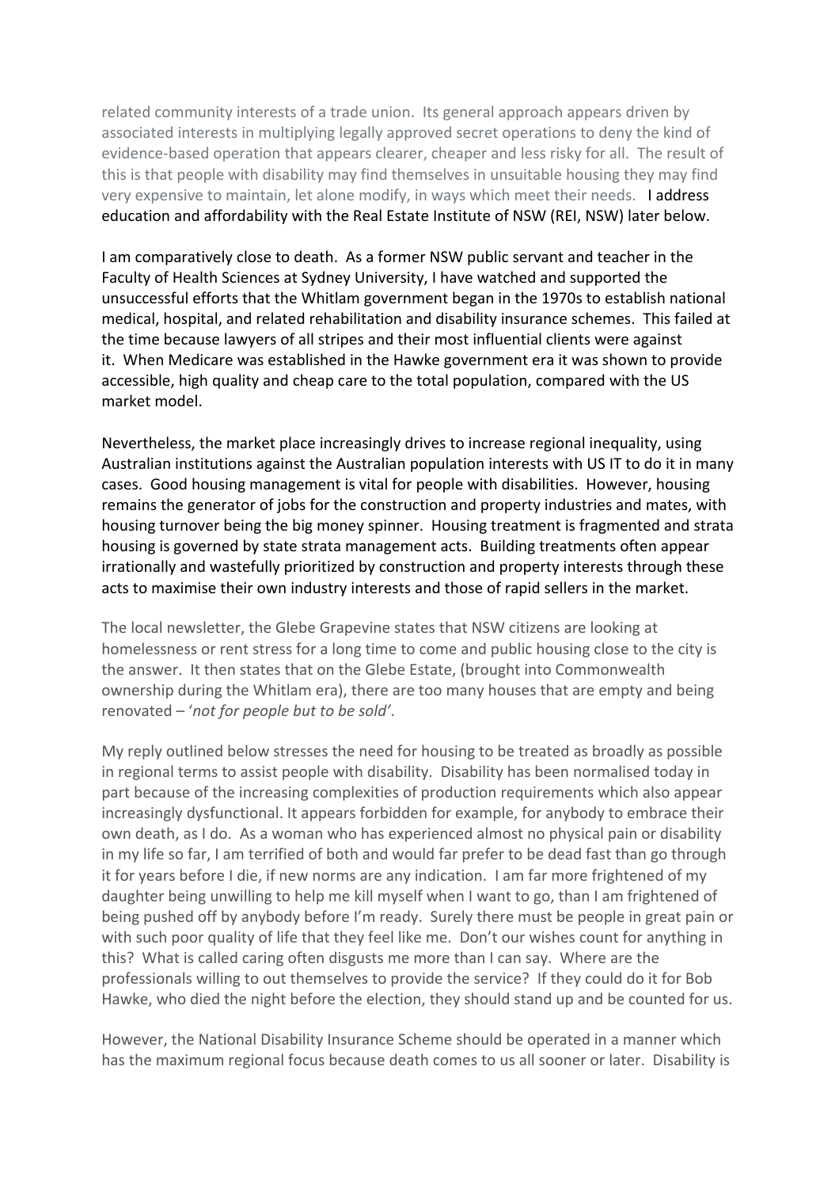related community interests of a trade union. Its general approach appears driven by associated interests in multiplying legally approved secret operations to deny the kind of evidence-based operation that appears clearer, cheaper and less risky for all. The result of this is that people with disability may find themselves in unsuitable housing they may find very expensive to maintain, let alone modify, in ways which meet their needs. I address education and affordability with the Real Estate Institute of NSW (REI, NSW) later below.

I am comparatively close to death. As a former NSW public servant and teacher in the Faculty of Health Sciences at Sydney University, I have watched and supported the unsuccessful efforts that the Whitlam government began in the 1970s to establish national medical, hospital, and related rehabilitation and disability insurance schemes. This failed at the time because lawyers of all stripes and their most influential clients were against it. When Medicare was established in the Hawke government era it was shown to provide accessible, high quality and cheap care to the total population, compared with the US market model.

Nevertheless, the market place increasingly drives to increase regional inequality, using Australian institutions against the Australian population interests with US IT to do it in many cases. Good housing management is vital for people with disabilities. However, housing remains the generator of jobs for the construction and property industries and mates, with housing turnover being the big money spinner. Housing treatment is fragmented and strata housing is governed by state strata management acts. Building treatments often appear irrationally and wastefully prioritized by construction and property interests through these acts to maximise their own industry interests and those of rapid sellers in the market.

The local newsletter, the Glebe Grapevine states that NSW citizens are looking at homelessness or rent stress for a long time to come and public housing close to the city is the answer. It then states that on the Glebe Estate, (brought into Commonwealth ownership during the Whitlam era), there are too many houses that are empty and being renovated – '*not for people but to be sold'*.

My reply outlined below stresses the need for housing to be treated as broadly as possible in regional terms to assist people with disability. Disability has been normalised today in part because of the increasing complexities of production requirements which also appear increasingly dysfunctional. It appears forbidden for example, for anybody to embrace their own death, as I do. As a woman who has experienced almost no physical pain or disability in my life so far, I am terrified of both and would far prefer to be dead fast than go through it for years before I die, if new norms are any indication. I am far more frightened of my daughter being unwilling to help me kill myself when I want to go, than I am frightened of being pushed off by anybody before I'm ready. Surely there must be people in great pain or with such poor quality of life that they feel like me. Don't our wishes count for anything in this? What is called caring often disgusts me more than I can say. Where are the professionals willing to out themselves to provide the service? If they could do it for Bob Hawke, who died the night before the election, they should stand up and be counted for us.

However, the National Disability Insurance Scheme should be operated in a manner which has the maximum regional focus because death comes to us all sooner or later. Disability is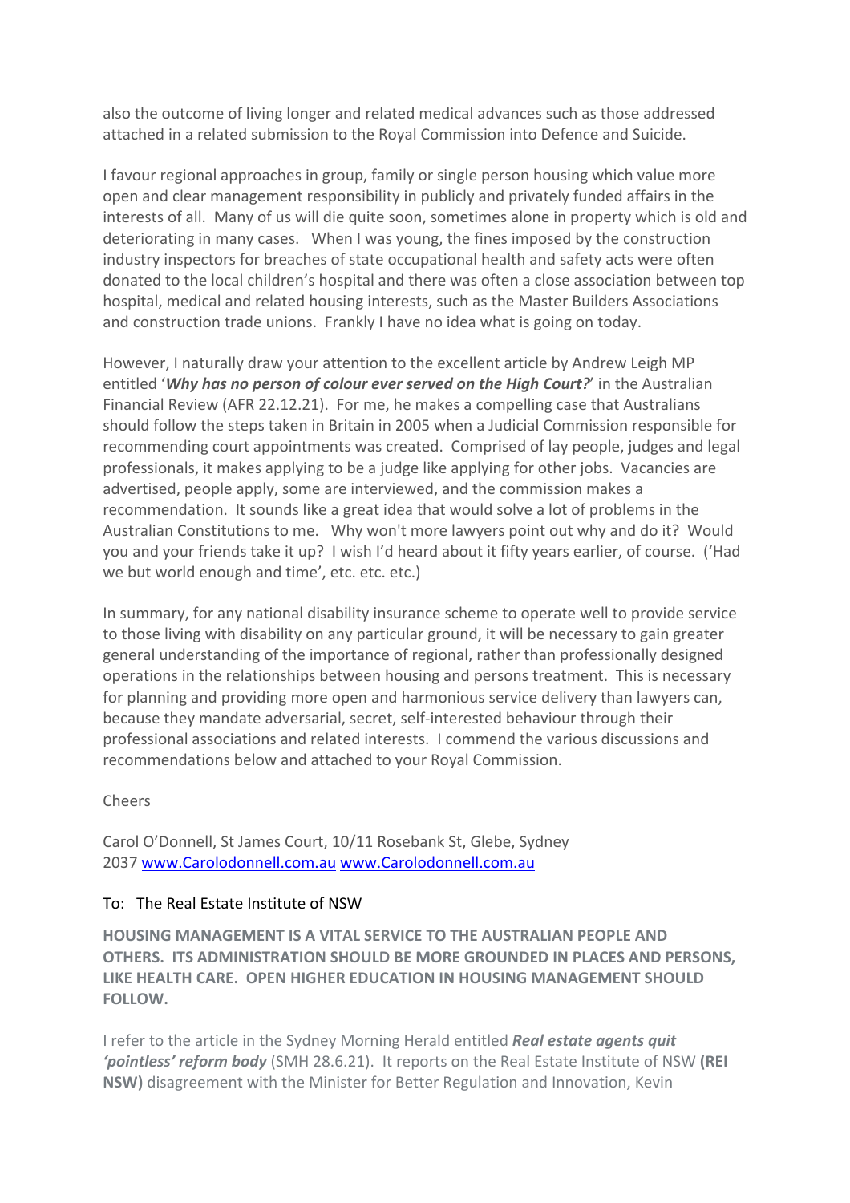also the outcome of living longer and related medical advances such as those addressed attached in a related submission to the Royal Commission into Defence and Suicide.

I favour regional approaches in group, family or single person housing which value more open and clear management responsibility in publicly and privately funded affairs in the interests of all. Many of us will die quite soon, sometimes alone in property which is old and deteriorating in many cases. When I was young, the fines imposed by the construction industry inspectors for breaches of state occupational health and safety acts were often donated to the local children's hospital and there was often a close association between top hospital, medical and related housing interests, such as the Master Builders Associations and construction trade unions. Frankly I have no idea what is going on today.

However, I naturally draw your attention to the excellent article by Andrew Leigh MP entitled '***Why has no person of colour ever served on the High Court?***' in the Australian Financial Review (AFR 22.12.21). For me, he makes a compelling case that Australians should follow the steps taken in Britain in 2005 when a Judicial Commission responsible for recommending court appointments was created. Comprised of lay people, judges and legal professionals, it makes applying to be a judge like applying for other jobs. Vacancies are advertised, people apply, some are interviewed, and the commission makes a recommendation. It sounds like a great idea that would solve a lot of problems in the Australian Constitutions to me. Why won't more lawyers point out why and do it? Would you and your friends take it up? I wish I'd heard about it fifty years earlier, of course. ('Had we but world enough and time', etc. etc. etc.)

In summary, for any national disability insurance scheme to operate well to provide service to those living with disability on any particular ground, it will be necessary to gain greater general understanding of the importance of regional, rather than professionally designed operations in the relationships between housing and persons treatment. This is necessary for planning and providing more open and harmonious service delivery than lawyers can, because they mandate adversarial, secret, self-interested behaviour through their professional associations and related interests. I commend the various discussions and recommendations below and attached to your Royal Commission.

Cheers

Carol O'Donnell, St James Court, 10/11 Rosebank St, Glebe, Sydney 2037 www.Carolodonnell.com.au www.Carolodonnell.com.au

To: The Real Estate Institute of NSW

**HOUSING MANAGEMENT IS A VITAL SERVICE TO THE AUSTRALIAN PEOPLE AND OTHERS. ITS ADMINISTRATION SHOULD BE MORE GROUNDED IN PLACES AND PERSONS, LIKE HEALTH CARE. OPEN HIGHER EDUCATION IN HOUSING MANAGEMENT SHOULD FOLLOW.**

I refer to the article in the Sydney Morning Herald entitled ***Real estate agents quit 'pointless' reform body*** (SMH 28.6.21). It reports on the Real Estate Institute of NSW **(REI NSW)** disagreement with the Minister for Better Regulation and Innovation, Kevin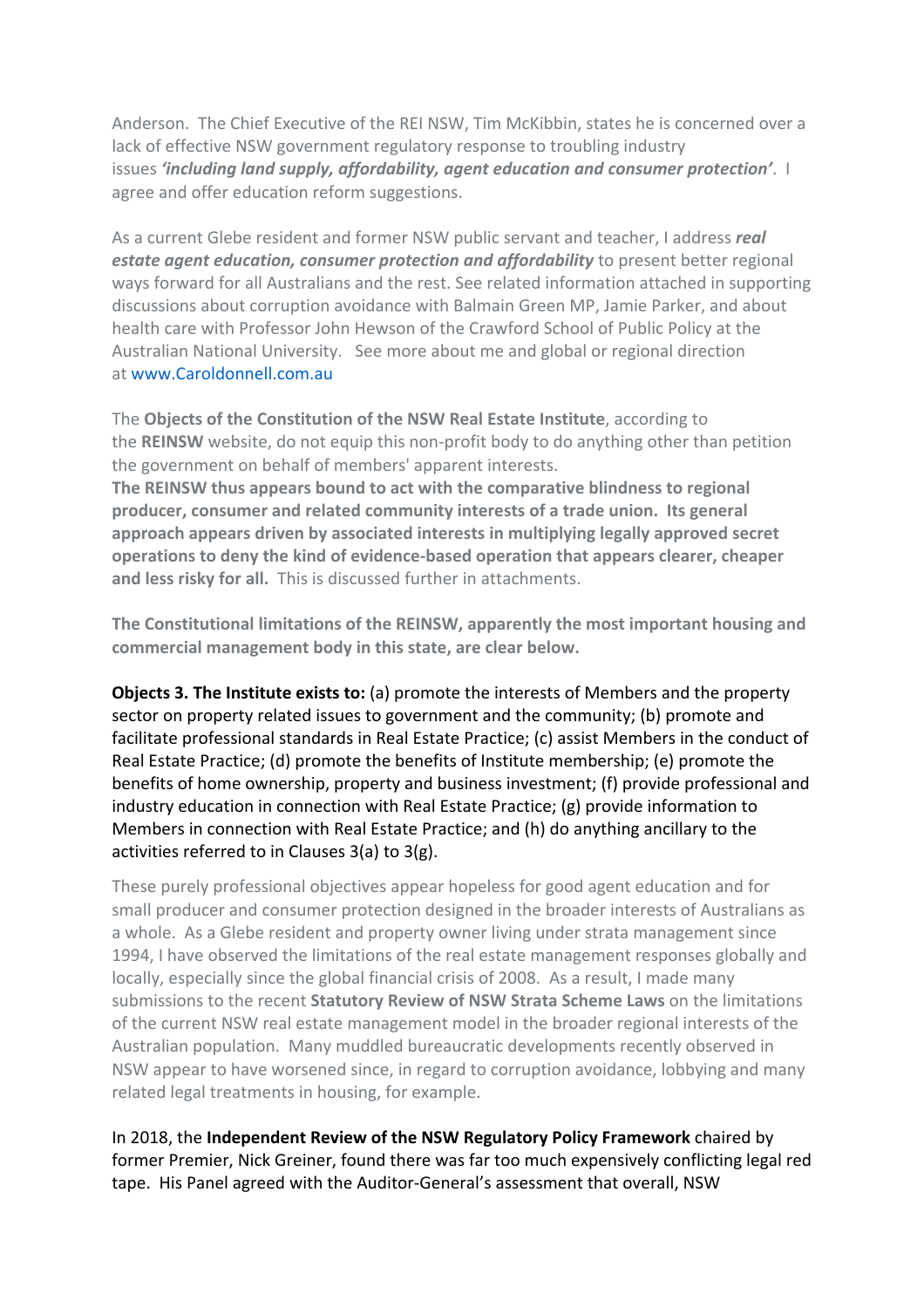Anderson. The Chief Executive of the REI NSW, Tim McKibbin, states he is concerned over a lack of effective NSW government regulatory response to troubling industry issues ***'including land supply, affordability, agent education and consumer protection'***. I agree and offer education reform suggestions.

As a current Glebe resident and former NSW public servant and teacher, I address ***real estate agent education, consumer protection and affordability*** to present better regional ways forward for all Australians and the rest. See related information attached in supporting discussions about corruption avoidance with Balmain Green MP, Jamie Parker, and about health care with Professor John Hewson of the Crawford School of Public Policy at the Australian National University. See more about me and global or regional direction at www.Caroldonnell.com.au

The **Objects of the Constitution of the NSW Real Estate Institute**, according to the **REINSW** website, do not equip this non-profit body to do anything other than petition the government on behalf of members' apparent interests.
**The REINSW thus appears bound to act with the comparative blindness to regional producer, consumer and related community interests of a trade union. Its general approach appears driven by associated interests in multiplying legally approved secret operations to deny the kind of evidence-based operation that appears clearer, cheaper and less risky for all.** This is discussed further in attachments.

**The Constitutional limitations of the REINSW, apparently the most important housing and commercial management body in this state, are clear below.**

**Objects 3. The Institute exists to:** (a) promote the interests of Members and the property sector on property related issues to government and the community; (b) promote and facilitate professional standards in Real Estate Practice; (c) assist Members in the conduct of Real Estate Practice; (d) promote the benefits of Institute membership; (e) promote the benefits of home ownership, property and business investment; (f) provide professional and industry education in connection with Real Estate Practice; (g) provide information to Members in connection with Real Estate Practice; and (h) do anything ancillary to the activities referred to in Clauses 3(a) to 3(g).

These purely professional objectives appear hopeless for good agent education and for small producer and consumer protection designed in the broader interests of Australians as a whole. As a Glebe resident and property owner living under strata management since 1994, I have observed the limitations of the real estate management responses globally and locally, especially since the global financial crisis of 2008. As a result, I made many submissions to the recent **Statutory Review of NSW Strata Scheme Laws** on the limitations of the current NSW real estate management model in the broader regional interests of the Australian population. Many muddled bureaucratic developments recently observed in NSW appear to have worsened since, in regard to corruption avoidance, lobbying and many related legal treatments in housing, for example.

In 2018, the **Independent Review of the NSW Regulatory Policy Framework** chaired by former Premier, Nick Greiner, found there was far too much expensively conflicting legal red tape. His Panel agreed with the Auditor-General's assessment that overall, NSW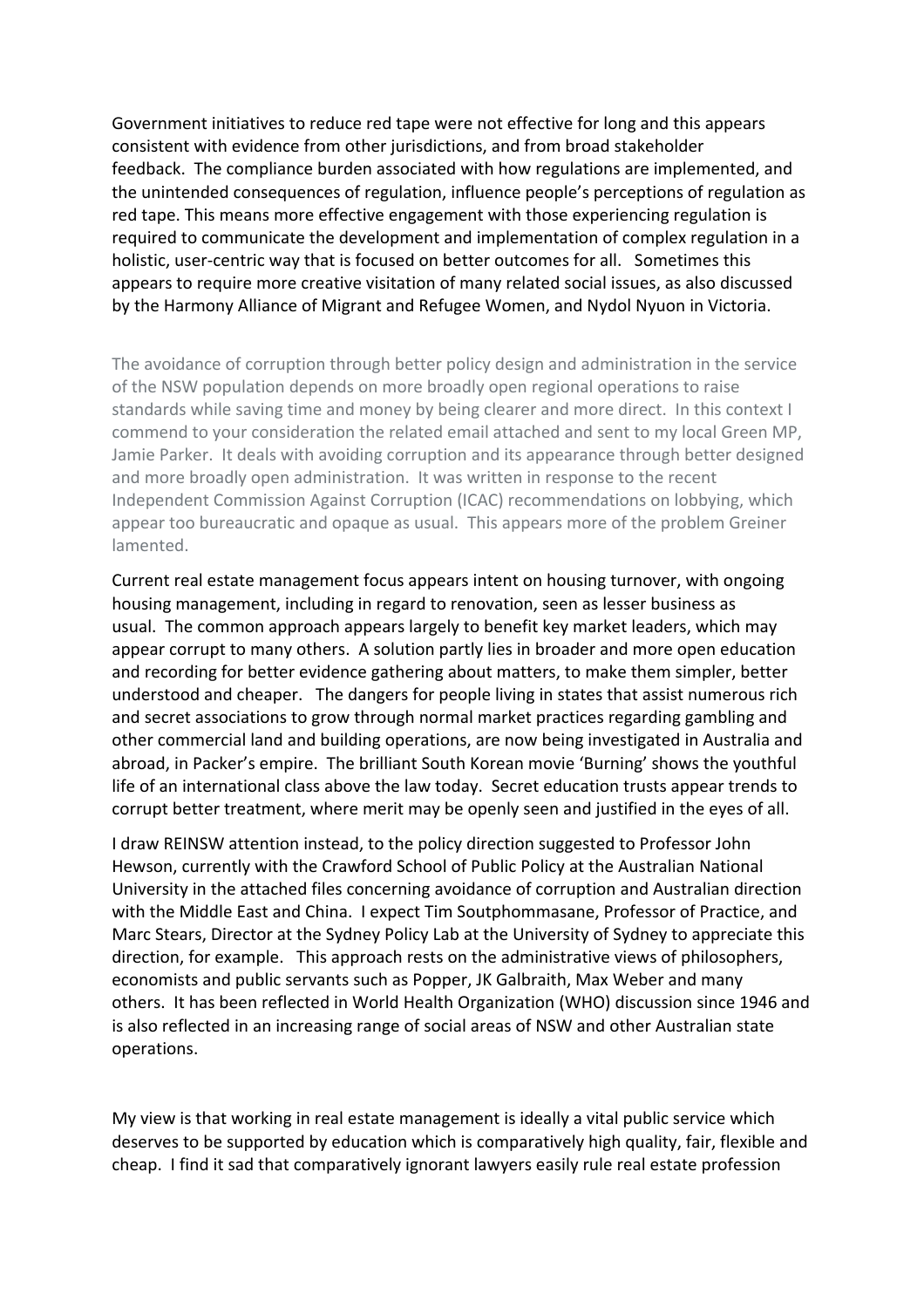Government initiatives to reduce red tape were not effective for long and this appears consistent with evidence from other jurisdictions, and from broad stakeholder feedback. The compliance burden associated with how regulations are implemented, and the unintended consequences of regulation, influence people's perceptions of regulation as red tape. This means more effective engagement with those experiencing regulation is required to communicate the development and implementation of complex regulation in a holistic, user-centric way that is focused on better outcomes for all. Sometimes this appears to require more creative visitation of many related social issues, as also discussed by the Harmony Alliance of Migrant and Refugee Women, and Nydol Nyuon in Victoria.

The avoidance of corruption through better policy design and administration in the service of the NSW population depends on more broadly open regional operations to raise standards while saving time and money by being clearer and more direct. In this context I commend to your consideration the related email attached and sent to my local Green MP, Jamie Parker. It deals with avoiding corruption and its appearance through better designed and more broadly open administration. It was written in response to the recent Independent Commission Against Corruption (ICAC) recommendations on lobbying, which appear too bureaucratic and opaque as usual. This appears more of the problem Greiner lamented.

Current real estate management focus appears intent on housing turnover, with ongoing housing management, including in regard to renovation, seen as lesser business as usual. The common approach appears largely to benefit key market leaders, which may appear corrupt to many others. A solution partly lies in broader and more open education and recording for better evidence gathering about matters, to make them simpler, better understood and cheaper. The dangers for people living in states that assist numerous rich and secret associations to grow through normal market practices regarding gambling and other commercial land and building operations, are now being investigated in Australia and abroad, in Packer's empire. The brilliant South Korean movie 'Burning' shows the youthful life of an international class above the law today. Secret education trusts appear trends to corrupt better treatment, where merit may be openly seen and justified in the eyes of all.

I draw REINSW attention instead, to the policy direction suggested to Professor John Hewson, currently with the Crawford School of Public Policy at the Australian National University in the attached files concerning avoidance of corruption and Australian direction with the Middle East and China. I expect Tim Soutphommasane, Professor of Practice, and Marc Stears, Director at the Sydney Policy Lab at the University of Sydney to appreciate this direction, for example. This approach rests on the administrative views of philosophers, economists and public servants such as Popper, JK Galbraith, Max Weber and many others. It has been reflected in World Health Organization (WHO) discussion since 1946 and is also reflected in an increasing range of social areas of NSW and other Australian state operations.

My view is that working in real estate management is ideally a vital public service which deserves to be supported by education which is comparatively high quality, fair, flexible and cheap. I find it sad that comparatively ignorant lawyers easily rule real estate profession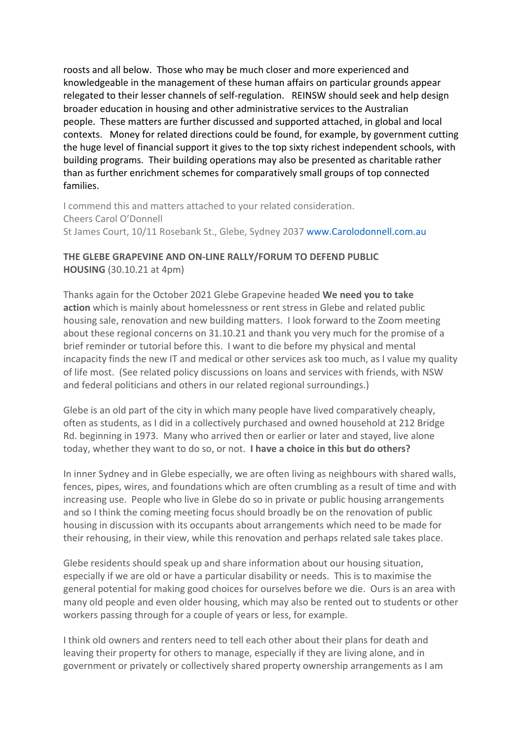roosts and all below. Those who may be much closer and more experienced and knowledgeable in the management of these human affairs on particular grounds appear relegated to their lesser channels of self-regulation. REINSW should seek and help design broader education in housing and other administrative services to the Australian people. These matters are further discussed and supported attached, in global and local contexts. Money for related directions could be found, for example, by government cutting the huge level of financial support it gives to the top sixty richest independent schools, with building programs. Their building operations may also be presented as charitable rather than as further enrichment schemes for comparatively small groups of top connected families.

I commend this and matters attached to your related consideration.
Cheers Carol O'Donnell
St James Court, 10/11 Rosebank St., Glebe, Sydney 2037 www.Carolodonnell.com.au

**THE GLEBE GRAPEVINE AND ON-LINE RALLY/FORUM TO DEFEND PUBLIC HOUSING** (30.10.21 at 4pm)

Thanks again for the October 2021 Glebe Grapevine headed **We need you to take action** which is mainly about homelessness or rent stress in Glebe and related public housing sale, renovation and new building matters. I look forward to the Zoom meeting about these regional concerns on 31.10.21 and thank you very much for the promise of a brief reminder or tutorial before this. I want to die before my physical and mental incapacity finds the new IT and medical or other services ask too much, as I value my quality of life most. (See related policy discussions on loans and services with friends, with NSW and federal politicians and others in our related regional surroundings.)

Glebe is an old part of the city in which many people have lived comparatively cheaply, often as students, as I did in a collectively purchased and owned household at 212 Bridge Rd. beginning in 1973. Many who arrived then or earlier or later and stayed, live alone today, whether they want to do so, or not. **I have a choice in this but do others?**

In inner Sydney and in Glebe especially, we are often living as neighbours with shared walls, fences, pipes, wires, and foundations which are often crumbling as a result of time and with increasing use. People who live in Glebe do so in private or public housing arrangements and so I think the coming meeting focus should broadly be on the renovation of public housing in discussion with its occupants about arrangements which need to be made for their rehousing, in their view, while this renovation and perhaps related sale takes place.

Glebe residents should speak up and share information about our housing situation, especially if we are old or have a particular disability or needs. This is to maximise the general potential for making good choices for ourselves before we die. Ours is an area with many old people and even older housing, which may also be rented out to students or other workers passing through for a couple of years or less, for example.

I think old owners and renters need to tell each other about their plans for death and leaving their property for others to manage, especially if they are living alone, and in government or privately or collectively shared property ownership arrangements as I am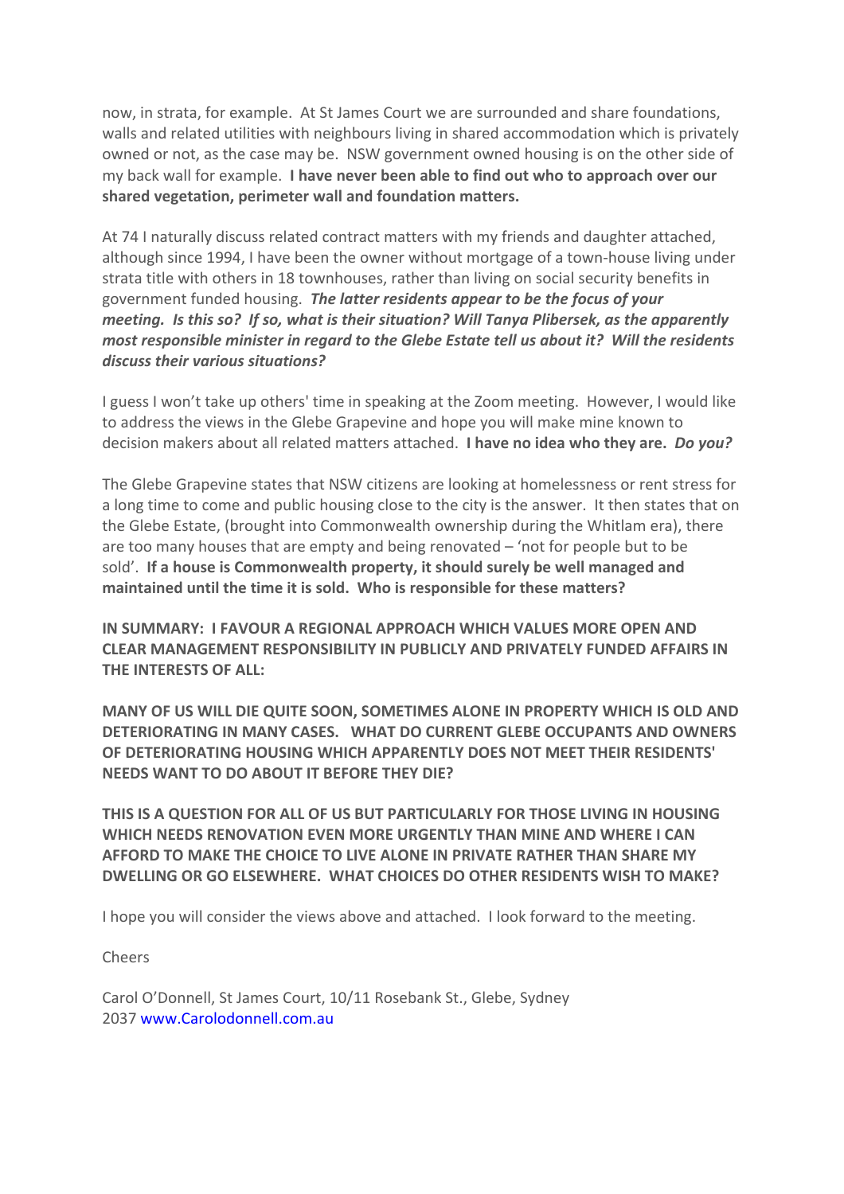now, in strata, for example. At St James Court we are surrounded and share foundations, walls and related utilities with neighbours living in shared accommodation which is privately owned or not, as the case may be. NSW government owned housing is on the other side of my back wall for example. **I have never been able to find out who to approach over our shared vegetation, perimeter wall and foundation matters.**

At 74 I naturally discuss related contract matters with my friends and daughter attached, although since 1994, I have been the owner without mortgage of a town-house living under strata title with others in 18 townhouses, rather than living on social security benefits in government funded housing. ***The latter residents appear to be the focus of your meeting. Is this so? If so, what is their situation? Will Tanya Plibersek, as the apparently most responsible minister in regard to the Glebe Estate tell us about it? Will the residents discuss their various situations?***

I guess I won't take up others' time in speaking at the Zoom meeting. However, I would like to address the views in the Glebe Grapevine and hope you will make mine known to decision makers about all related matters attached. **I have no idea who they are.** ***Do you?***

The Glebe Grapevine states that NSW citizens are looking at homelessness or rent stress for a long time to come and public housing close to the city is the answer. It then states that on the Glebe Estate, (brought into Commonwealth ownership during the Whitlam era), there are too many houses that are empty and being renovated – 'not for people but to be sold'. **If a house is Commonwealth property, it should surely be well managed and maintained until the time it is sold. Who is responsible for these matters?**

**IN SUMMARY: I FAVOUR A REGIONAL APPROACH WHICH VALUES MORE OPEN AND CLEAR MANAGEMENT RESPONSIBILITY IN PUBLICLY AND PRIVATELY FUNDED AFFAIRS IN THE INTERESTS OF ALL:**

**MANY OF US WILL DIE QUITE SOON, SOMETIMES ALONE IN PROPERTY WHICH IS OLD AND DETERIORATING IN MANY CASES. WHAT DO CURRENT GLEBE OCCUPANTS AND OWNERS OF DETERIORATING HOUSING WHICH APPARENTLY DOES NOT MEET THEIR RESIDENTS' NEEDS WANT TO DO ABOUT IT BEFORE THEY DIE?**

**THIS IS A QUESTION FOR ALL OF US BUT PARTICULARLY FOR THOSE LIVING IN HOUSING WHICH NEEDS RENOVATION EVEN MORE URGENTLY THAN MINE AND WHERE I CAN AFFORD TO MAKE THE CHOICE TO LIVE ALONE IN PRIVATE RATHER THAN SHARE MY DWELLING OR GO ELSEWHERE. WHAT CHOICES DO OTHER RESIDENTS WISH TO MAKE?**

I hope you will consider the views above and attached. I look forward to the meeting.

Cheers

Carol O'Donnell, St James Court, 10/11 Rosebank St., Glebe, Sydney 2037 www.Carolodonnell.com.au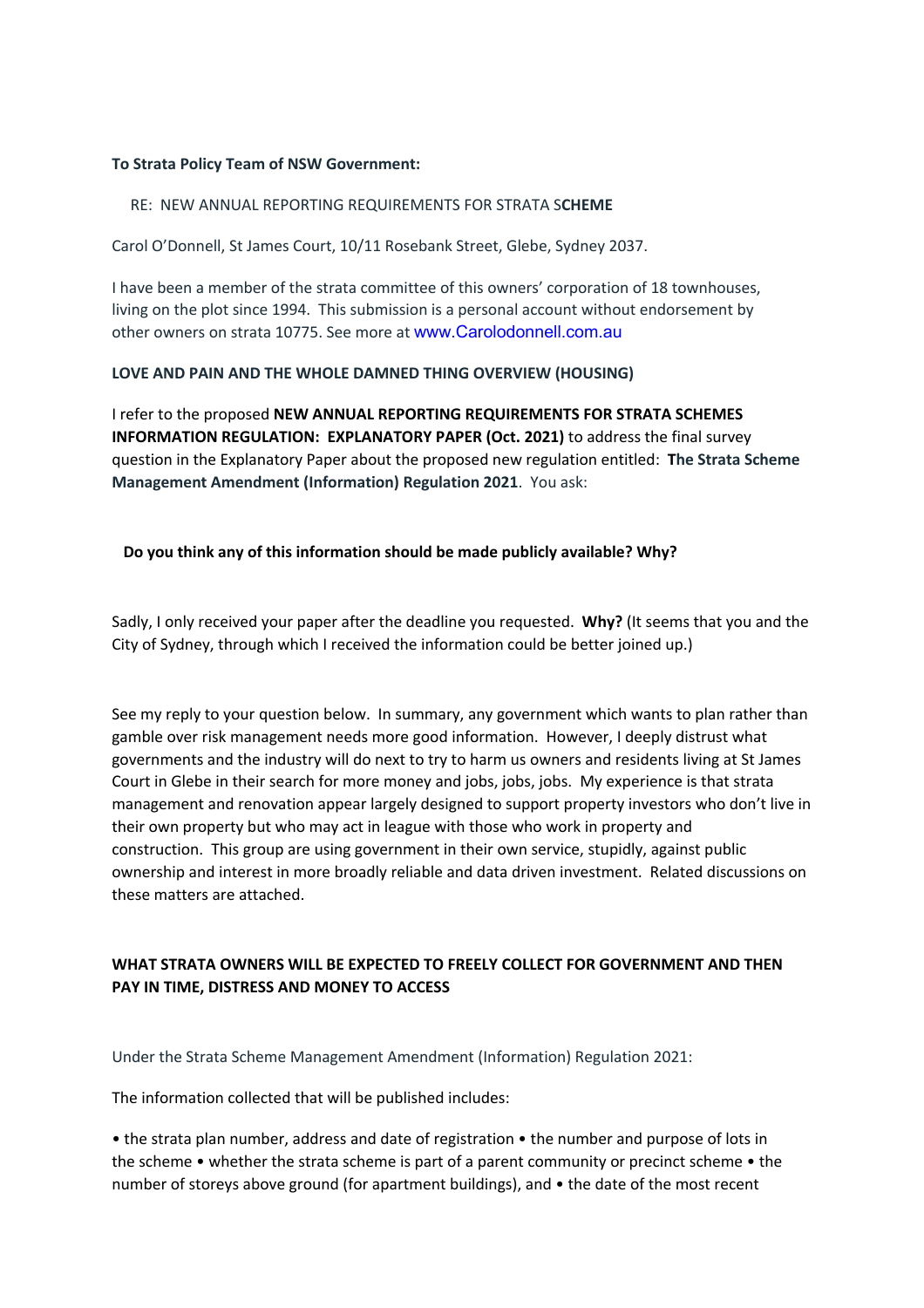**To Strata Policy Team of NSW Government:**

RE: NEW ANNUAL REPORTING REQUIREMENTS FOR STRATA S**CHEME**

Carol O'Donnell, St James Court, 10/11 Rosebank Street, Glebe, Sydney 2037.

I have been a member of the strata committee of this owners' corporation of 18 townhouses, living on the plot since 1994. This submission is a personal account without endorsement by other owners on strata 10775. See more at www.Carolodonnell.com.au

**LOVE AND PAIN AND THE WHOLE DAMNED THING OVERVIEW (HOUSING)**

I refer to the proposed **NEW ANNUAL REPORTING REQUIREMENTS FOR STRATA SCHEMES INFORMATION REGULATION: EXPLANATORY PAPER (Oct. 2021)** to address the final survey question in the Explanatory Paper about the proposed new regulation entitled: **The Strata Scheme Management Amendment (Information) Regulation 2021**. You ask:

**Do you think any of this information should be made publicly available? Why?**

Sadly, I only received your paper after the deadline you requested. **Why?** (It seems that you and the City of Sydney, through which I received the information could be better joined up.)

See my reply to your question below. In summary, any government which wants to plan rather than gamble over risk management needs more good information. However, I deeply distrust what governments and the industry will do next to try to harm us owners and residents living at St James Court in Glebe in their search for more money and jobs, jobs, jobs. My experience is that strata management and renovation appear largely designed to support property investors who don't live in their own property but who may act in league with those who work in property and construction. This group are using government in their own service, stupidly, against public ownership and interest in more broadly reliable and data driven investment. Related discussions on these matters are attached.

**WHAT STRATA OWNERS WILL BE EXPECTED TO FREELY COLLECT FOR GOVERNMENT AND THEN PAY IN TIME, DISTRESS AND MONEY TO ACCESS**

Under the Strata Scheme Management Amendment (Information) Regulation 2021:

The information collected that will be published includes:

• the strata plan number, address and date of registration • the number and purpose of lots in the scheme • whether the strata scheme is part of a parent community or precinct scheme • the number of storeys above ground (for apartment buildings), and • the date of the most recent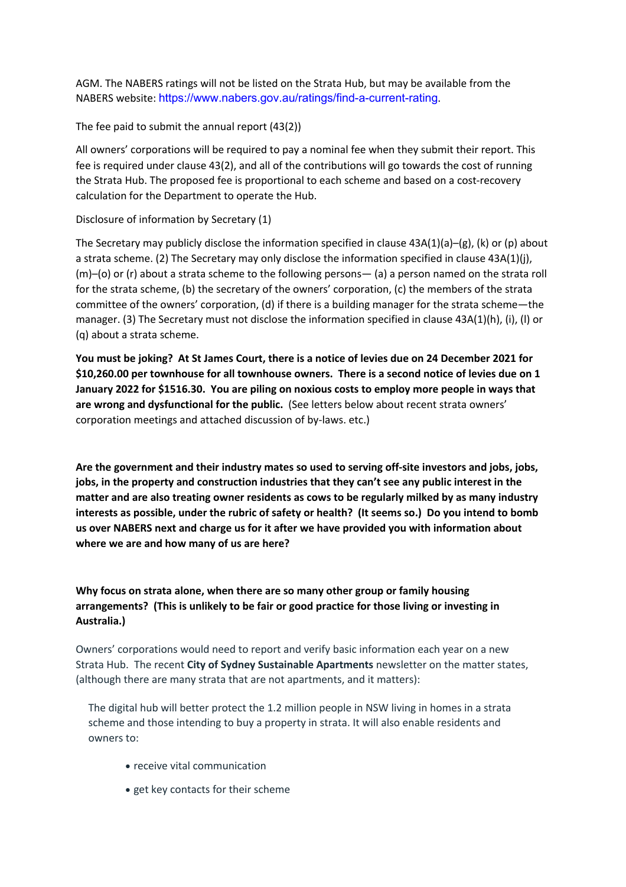AGM. The NABERS ratings will not be listed on the Strata Hub, but may be available from the NABERS website: https://www.nabers.gov.au/ratings/find-a-current-rating.

The fee paid to submit the annual report (43(2))

All owners' corporations will be required to pay a nominal fee when they submit their report. This fee is required under clause 43(2), and all of the contributions will go towards the cost of running the Strata Hub. The proposed fee is proportional to each scheme and based on a cost-recovery calculation for the Department to operate the Hub.

Disclosure of information by Secretary (1)

The Secretary may publicly disclose the information specified in clause 43A(1)(a)–(g), (k) or (p) about a strata scheme. (2) The Secretary may only disclose the information specified in clause 43A(1)(j), (m)–(o) or (r) about a strata scheme to the following persons— (a) a person named on the strata roll for the strata scheme, (b) the secretary of the owners' corporation, (c) the members of the strata committee of the owners' corporation, (d) if there is a building manager for the strata scheme—the manager. (3) The Secretary must not disclose the information specified in clause 43A(1)(h), (i), (l) or (q) about a strata scheme.

**You must be joking? At St James Court, there is a notice of levies due on 24 December 2021 for $10,260.00 per townhouse for all townhouse owners. There is a second notice of levies due on 1 January 2022 for $1516.30. You are piling on noxious costs to employ more people in ways that are wrong and dysfunctional for the public.** (See letters below about recent strata owners' corporation meetings and attached discussion of by-laws. etc.)

**Are the government and their industry mates so used to serving off-site investors and jobs, jobs, jobs, in the property and construction industries that they can't see any public interest in the matter and are also treating owner residents as cows to be regularly milked by as many industry interests as possible, under the rubric of safety or health? (It seems so.) Do you intend to bomb us over NABERS next and charge us for it after we have provided you with information about where we are and how many of us are here?**

**Why focus on strata alone, when there are so many other group or family housing arrangements? (This is unlikely to be fair or good practice for those living or investing in Australia.)**

Owners' corporations would need to report and verify basic information each year on a new Strata Hub. The recent **City of Sydney Sustainable Apartments** newsletter on the matter states, (although there are many strata that are not apartments, and it matters):

> The digital hub will better protect the 1.2 million people in NSW living in homes in a strata scheme and those intending to buy a property in strata. It will also enable residents and owners to:
>
> - receive vital communication
> - get key contacts for their scheme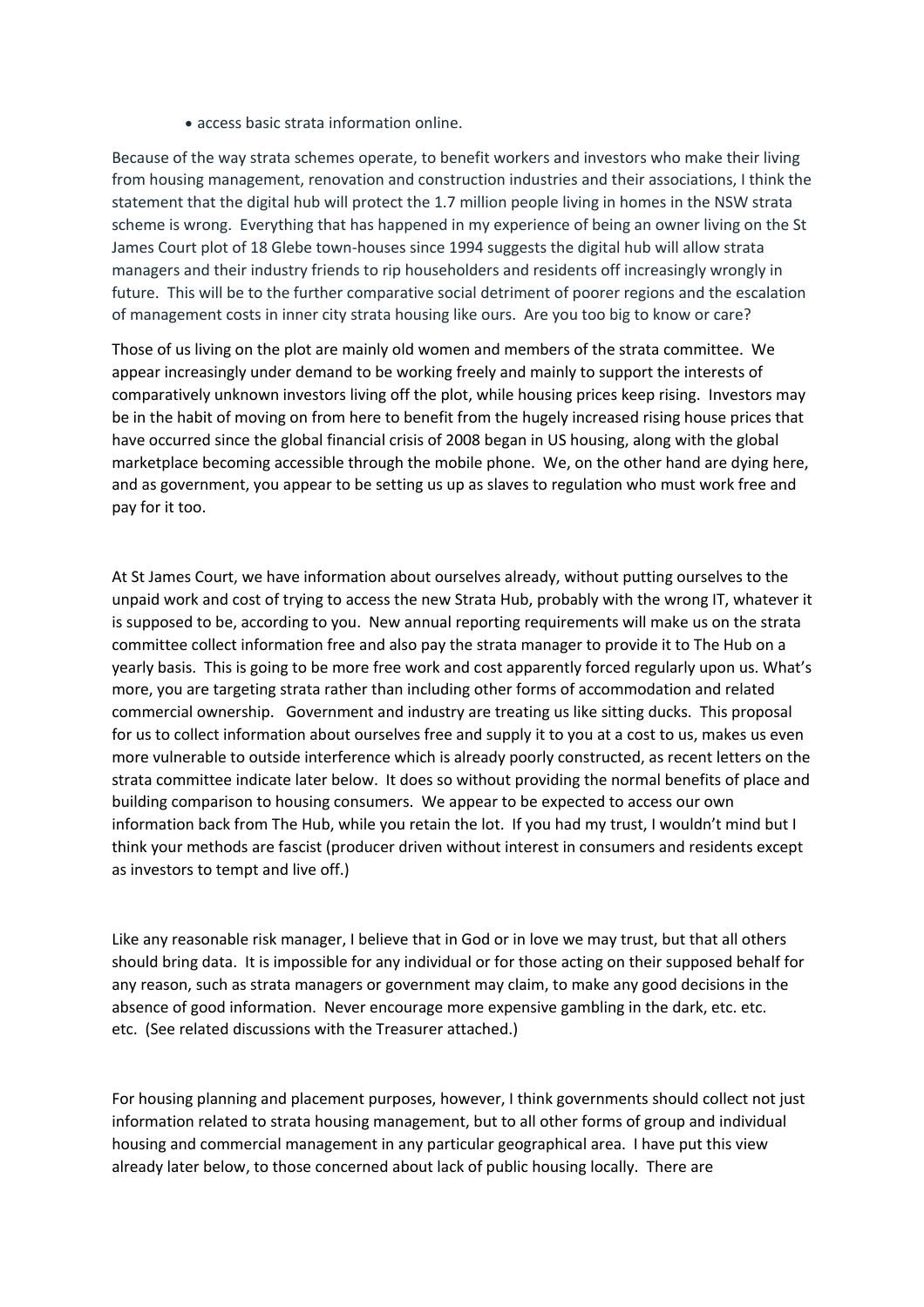- access basic strata information online.

Because of the way strata schemes operate, to benefit workers and investors who make their living from housing management, renovation and construction industries and their associations, I think the statement that the digital hub will protect the 1.7 million people living in homes in the NSW strata scheme is wrong. Everything that has happened in my experience of being an owner living on the St James Court plot of 18 Glebe town-houses since 1994 suggests the digital hub will allow strata managers and their industry friends to rip householders and residents off increasingly wrongly in future. This will be to the further comparative social detriment of poorer regions and the escalation of management costs in inner city strata housing like ours. Are you too big to know or care?

Those of us living on the plot are mainly old women and members of the strata committee. We appear increasingly under demand to be working freely and mainly to support the interests of comparatively unknown investors living off the plot, while housing prices keep rising. Investors may be in the habit of moving on from here to benefit from the hugely increased rising house prices that have occurred since the global financial crisis of 2008 began in US housing, along with the global marketplace becoming accessible through the mobile phone. We, on the other hand are dying here, and as government, you appear to be setting us up as slaves to regulation who must work free and pay for it too.

At St James Court, we have information about ourselves already, without putting ourselves to the unpaid work and cost of trying to access the new Strata Hub, probably with the wrong IT, whatever it is supposed to be, according to you. New annual reporting requirements will make us on the strata committee collect information free and also pay the strata manager to provide it to The Hub on a yearly basis. This is going to be more free work and cost apparently forced regularly upon us. What's more, you are targeting strata rather than including other forms of accommodation and related commercial ownership. Government and industry are treating us like sitting ducks. This proposal for us to collect information about ourselves free and supply it to you at a cost to us, makes us even more vulnerable to outside interference which is already poorly constructed, as recent letters on the strata committee indicate later below. It does so without providing the normal benefits of place and building comparison to housing consumers. We appear to be expected to access our own information back from The Hub, while you retain the lot. If you had my trust, I wouldn't mind but I think your methods are fascist (producer driven without interest in consumers and residents except as investors to tempt and live off.)

Like any reasonable risk manager, I believe that in God or in love we may trust, but that all others should bring data. It is impossible for any individual or for those acting on their supposed behalf for any reason, such as strata managers or government may claim, to make any good decisions in the absence of good information. Never encourage more expensive gambling in the dark, etc. etc. etc. (See related discussions with the Treasurer attached.)

For housing planning and placement purposes, however, I think governments should collect not just information related to strata housing management, but to all other forms of group and individual housing and commercial management in any particular geographical area. I have put this view already later below, to those concerned about lack of public housing locally. There are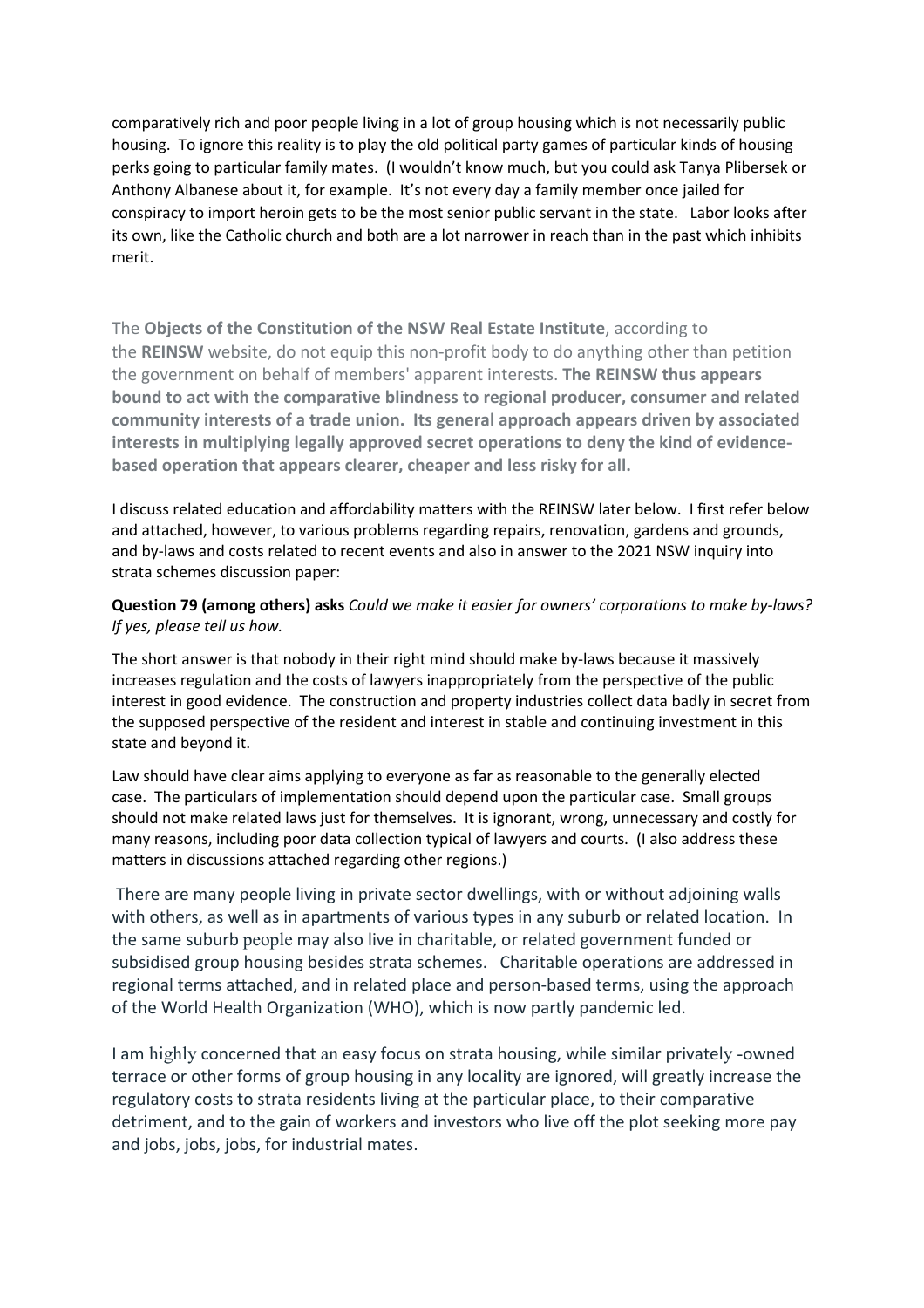comparatively rich and poor people living in a lot of group housing which is not necessarily public housing. To ignore this reality is to play the old political party games of particular kinds of housing perks going to particular family mates. (I wouldn't know much, but you could ask Tanya Plibersek or Anthony Albanese about it, for example. It's not every day a family member once jailed for conspiracy to import heroin gets to be the most senior public servant in the state. Labor looks after its own, like the Catholic church and both are a lot narrower in reach than in the past which inhibits merit.

The **Objects of the Constitution of the NSW Real Estate Institute**, according to the **REINSW** website, do not equip this non-profit body to do anything other than petition the government on behalf of members' apparent interests. **The REINSW thus appears bound to act with the comparative blindness to regional producer, consumer and related community interests of a trade union. Its general approach appears driven by associated interests in multiplying legally approved secret operations to deny the kind of evidence-based operation that appears clearer, cheaper and less risky for all.**

I discuss related education and affordability matters with the REINSW later below. I first refer below and attached, however, to various problems regarding repairs, renovation, gardens and grounds, and by-laws and costs related to recent events and also in answer to the 2021 NSW inquiry into strata schemes discussion paper:

**Question 79 (among others) asks** *Could we make it easier for owners' corporations to make by-laws? If yes, please tell us how.*

The short answer is that nobody in their right mind should make by-laws because it massively increases regulation and the costs of lawyers inappropriately from the perspective of the public interest in good evidence. The construction and property industries collect data badly in secret from the supposed perspective of the resident and interest in stable and continuing investment in this state and beyond it.

Law should have clear aims applying to everyone as far as reasonable to the generally elected case. The particulars of implementation should depend upon the particular case. Small groups should not make related laws just for themselves. It is ignorant, wrong, unnecessary and costly for many reasons, including poor data collection typical of lawyers and courts. (I also address these matters in discussions attached regarding other regions.)

There are many people living in private sector dwellings, with or without adjoining walls with others, as well as in apartments of various types in any suburb or related location. In the same suburb people may also live in charitable, or related government funded or subsidised group housing besides strata schemes. Charitable operations are addressed in regional terms attached, and in related place and person-based terms, using the approach of the World Health Organization (WHO), which is now partly pandemic led.

I am highly concerned that an easy focus on strata housing, while similar privately -owned terrace or other forms of group housing in any locality are ignored, will greatly increase the regulatory costs to strata residents living at the particular place, to their comparative detriment, and to the gain of workers and investors who live off the plot seeking more pay and jobs, jobs, jobs, for industrial mates.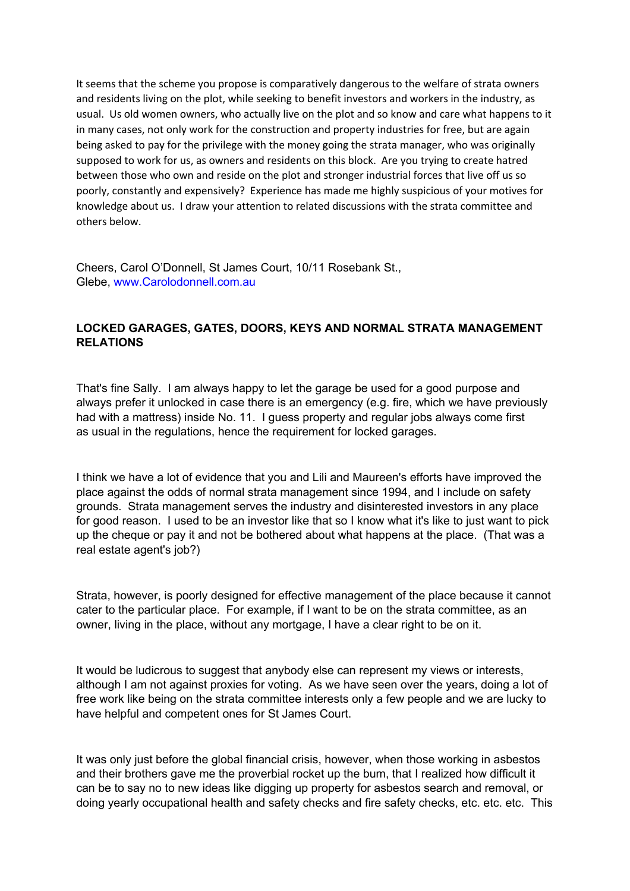It seems that the scheme you propose is comparatively dangerous to the welfare of strata owners and residents living on the plot, while seeking to benefit investors and workers in the industry, as usual. Us old women owners, who actually live on the plot and so know and care what happens to it in many cases, not only work for the construction and property industries for free, but are again being asked to pay for the privilege with the money going the strata manager, who was originally supposed to work for us, as owners and residents on this block. Are you trying to create hatred between those who own and reside on the plot and stronger industrial forces that live off us so poorly, constantly and expensively? Experience has made me highly suspicious of your motives for knowledge about us. I draw your attention to related discussions with the strata committee and others below.

Cheers, Carol O'Donnell, St James Court, 10/11 Rosebank St., Glebe, www.Carolodonnell.com.au

**LOCKED GARAGES, GATES, DOORS, KEYS AND NORMAL STRATA MANAGEMENT RELATIONS**

That's fine Sally. I am always happy to let the garage be used for a good purpose and always prefer it unlocked in case there is an emergency (e.g. fire, which we have previously had with a mattress) inside No. 11. I guess property and regular jobs always come first as usual in the regulations, hence the requirement for locked garages.

I think we have a lot of evidence that you and Lili and Maureen's efforts have improved the place against the odds of normal strata management since 1994, and I include on safety grounds. Strata management serves the industry and disinterested investors in any place for good reason. I used to be an investor like that so I know what it's like to just want to pick up the cheque or pay it and not be bothered about what happens at the place. (That was a real estate agent's job?)

Strata, however, is poorly designed for effective management of the place because it cannot cater to the particular place. For example, if I want to be on the strata committee, as an owner, living in the place, without any mortgage, I have a clear right to be on it.

It would be ludicrous to suggest that anybody else can represent my views or interests, although I am not against proxies for voting. As we have seen over the years, doing a lot of free work like being on the strata committee interests only a few people and we are lucky to have helpful and competent ones for St James Court.

It was only just before the global financial crisis, however, when those working in asbestos and their brothers gave me the proverbial rocket up the bum, that I realized how difficult it can be to say no to new ideas like digging up property for asbestos search and removal, or doing yearly occupational health and safety checks and fire safety checks, etc. etc. etc. This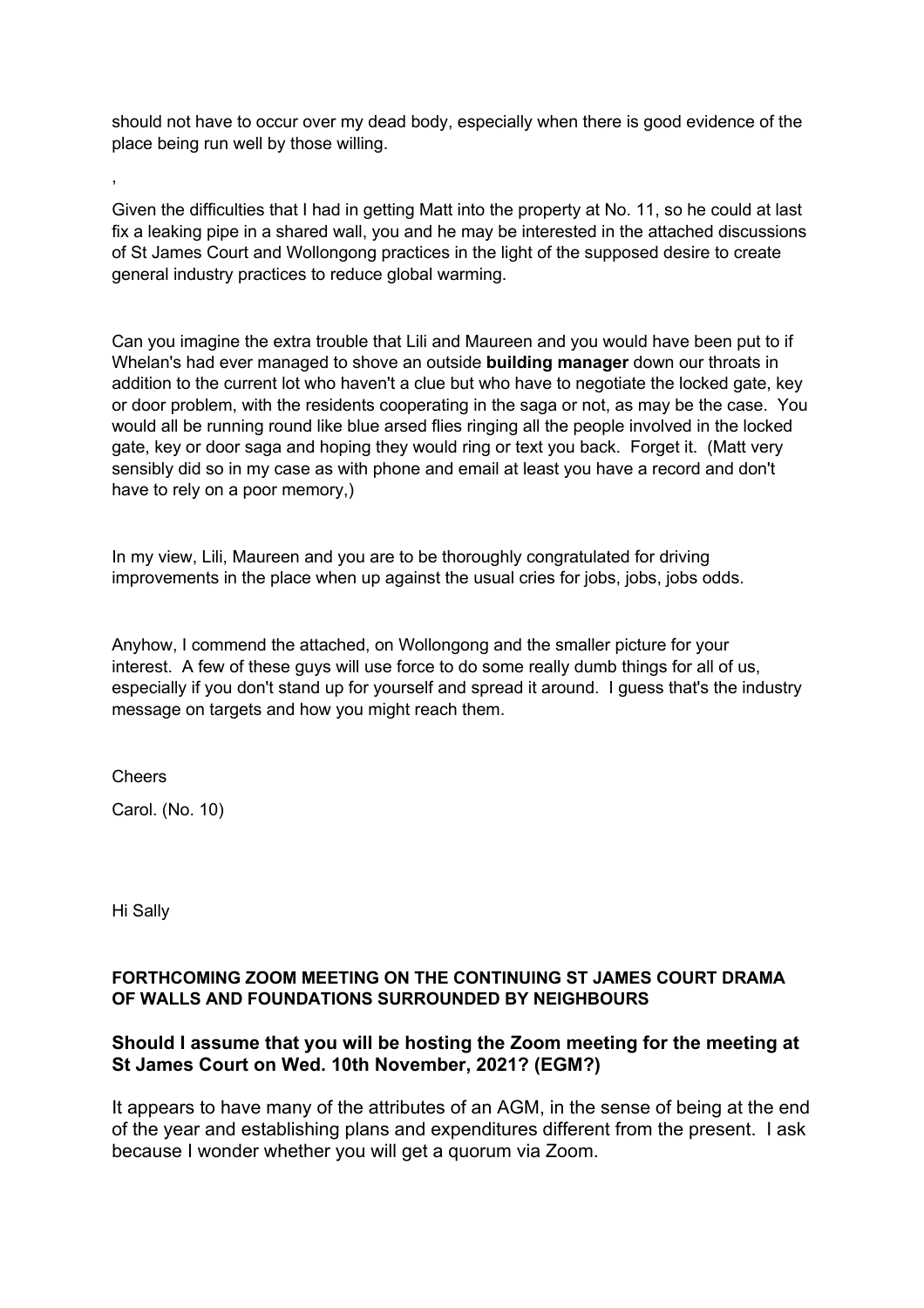should not have to occur over my dead body, especially when there is good evidence of the place being run well by those willing.

,

Given the difficulties that I had in getting Matt into the property at No. 11, so he could at last fix a leaking pipe in a shared wall, you and he may be interested in the attached discussions of St James Court and Wollongong practices in the light of the supposed desire to create general industry practices to reduce global warming.

Can you imagine the extra trouble that Lili and Maureen and you would have been put to if Whelan's had ever managed to shove an outside **building manager** down our throats in addition to the current lot who haven't a clue but who have to negotiate the locked gate, key or door problem, with the residents cooperating in the saga or not, as may be the case. You would all be running round like blue arsed flies ringing all the people involved in the locked gate, key or door saga and hoping they would ring or text you back. Forget it. (Matt very sensibly did so in my case as with phone and email at least you have a record and don't have to rely on a poor memory,)

In my view, Lili, Maureen and you are to be thoroughly congratulated for driving improvements in the place when up against the usual cries for jobs, jobs, jobs odds.

Anyhow, I commend the attached, on Wollongong and the smaller picture for your interest. A few of these guys will use force to do some really dumb things for all of us, especially if you don't stand up for yourself and spread it around. I guess that's the industry message on targets and how you might reach them.

Cheers

Carol. (No. 10)

Hi Sally

**FORTHCOMING ZOOM MEETING ON THE CONTINUING ST JAMES COURT DRAMA OF WALLS AND FOUNDATIONS SURROUNDED BY NEIGHBOURS**

**Should I assume that you will be hosting the Zoom meeting for the meeting at St James Court on Wed. 10th November, 2021? (EGM?)**

It appears to have many of the attributes of an AGM, in the sense of being at the end of the year and establishing plans and expenditures different from the present. I ask because I wonder whether you will get a quorum via Zoom.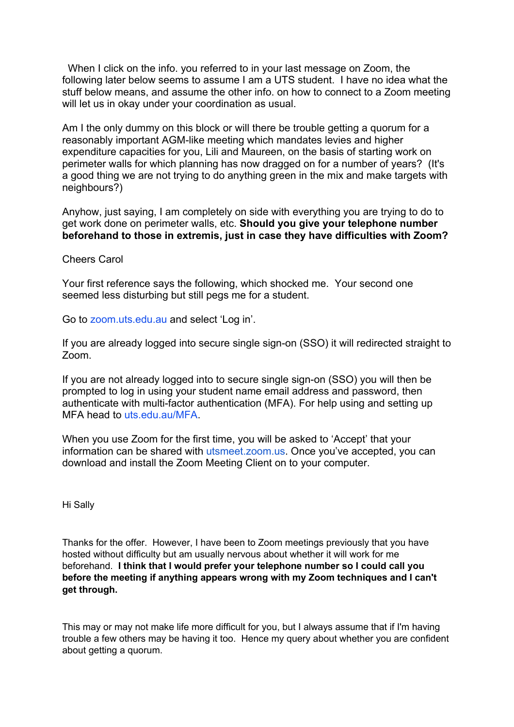When I click on the info. you referred to in your last message on Zoom, the following later below seems to assume I am a UTS student. I have no idea what the stuff below means, and assume the other info. on how to connect to a Zoom meeting will let us in okay under your coordination as usual.

Am I the only dummy on this block or will there be trouble getting a quorum for a reasonably important AGM-like meeting which mandates levies and higher expenditure capacities for you, Lili and Maureen, on the basis of starting work on perimeter walls for which planning has now dragged on for a number of years? (It's a good thing we are not trying to do anything green in the mix and make targets with neighbours?)

Anyhow, just saying, I am completely on side with everything you are trying to do to get work done on perimeter walls, etc. **Should you give your telephone number beforehand to those in extremis, just in case they have difficulties with Zoom?**

Cheers Carol

Your first reference says the following, which shocked me. Your second one seemed less disturbing but still pegs me for a student.

Go to zoom.uts.edu.au and select 'Log in'.

If you are already logged into secure single sign-on (SSO) it will redirected straight to Zoom.

If you are not already logged into to secure single sign-on (SSO) you will then be prompted to log in using your student name email address and password, then authenticate with multi-factor authentication (MFA). For help using and setting up MFA head to uts.edu.au/MFA.

When you use Zoom for the first time, you will be asked to 'Accept' that your information can be shared with utsmeet.zoom.us. Once you've accepted, you can download and install the Zoom Meeting Client on to your computer.

Hi Sally

Thanks for the offer. However, I have been to Zoom meetings previously that you have hosted without difficulty but am usually nervous about whether it will work for me beforehand. **I think that I would prefer your telephone number so I could call you before the meeting if anything appears wrong with my Zoom techniques and I can't get through.**

This may or may not make life more difficult for you, but I always assume that if I'm having trouble a few others may be having it too. Hence my query about whether you are confident about getting a quorum.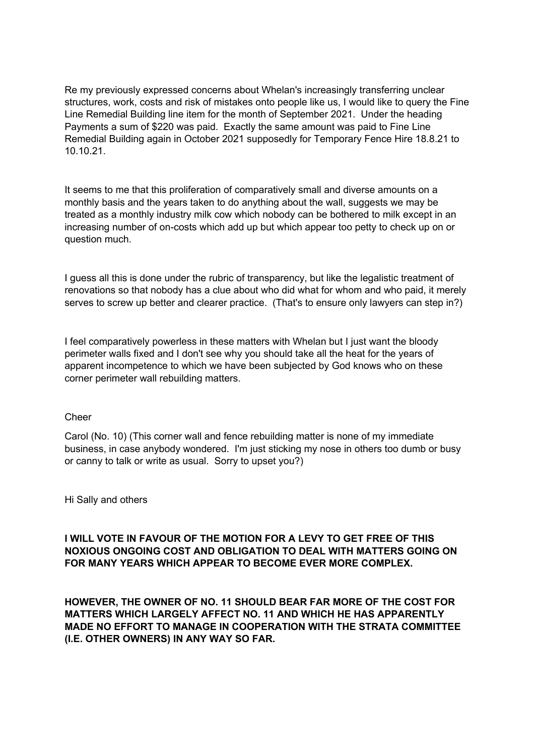Re my previously expressed concerns about Whelan's increasingly transferring unclear structures, work, costs and risk of mistakes onto people like us, I would like to query the Fine Line Remedial Building line item for the month of September 2021. Under the heading Payments a sum of $220 was paid. Exactly the same amount was paid to Fine Line Remedial Building again in October 2021 supposedly for Temporary Fence Hire 18.8.21 to 10.10.21.

It seems to me that this proliferation of comparatively small and diverse amounts on a monthly basis and the years taken to do anything about the wall, suggests we may be treated as a monthly industry milk cow which nobody can be bothered to milk except in an increasing number of on-costs which add up but which appear too petty to check up on or question much.

I guess all this is done under the rubric of transparency, but like the legalistic treatment of renovations so that nobody has a clue about who did what for whom and who paid, it merely serves to screw up better and clearer practice. (That's to ensure only lawyers can step in?)

I feel comparatively powerless in these matters with Whelan but I just want the bloody perimeter walls fixed and I don't see why you should take all the heat for the years of apparent incompetence to which we have been subjected by God knows who on these corner perimeter wall rebuilding matters.

Cheer

Carol (No. 10) (This corner wall and fence rebuilding matter is none of my immediate business, in case anybody wondered. I'm just sticking my nose in others too dumb or busy or canny to talk or write as usual. Sorry to upset you?)

Hi Sally and others

**I WILL VOTE IN FAVOUR OF THE MOTION FOR A LEVY TO GET FREE OF THIS NOXIOUS ONGOING COST AND OBLIGATION TO DEAL WITH MATTERS GOING ON FOR MANY YEARS WHICH APPEAR TO BECOME EVER MORE COMPLEX.**

**HOWEVER, THE OWNER OF NO. 11 SHOULD BEAR FAR MORE OF THE COST FOR MATTERS WHICH LARGELY AFFECT NO. 11 AND WHICH HE HAS APPARENTLY MADE NO EFFORT TO MANAGE IN COOPERATION WITH THE STRATA COMMITTEE (I.E. OTHER OWNERS) IN ANY WAY SO FAR.**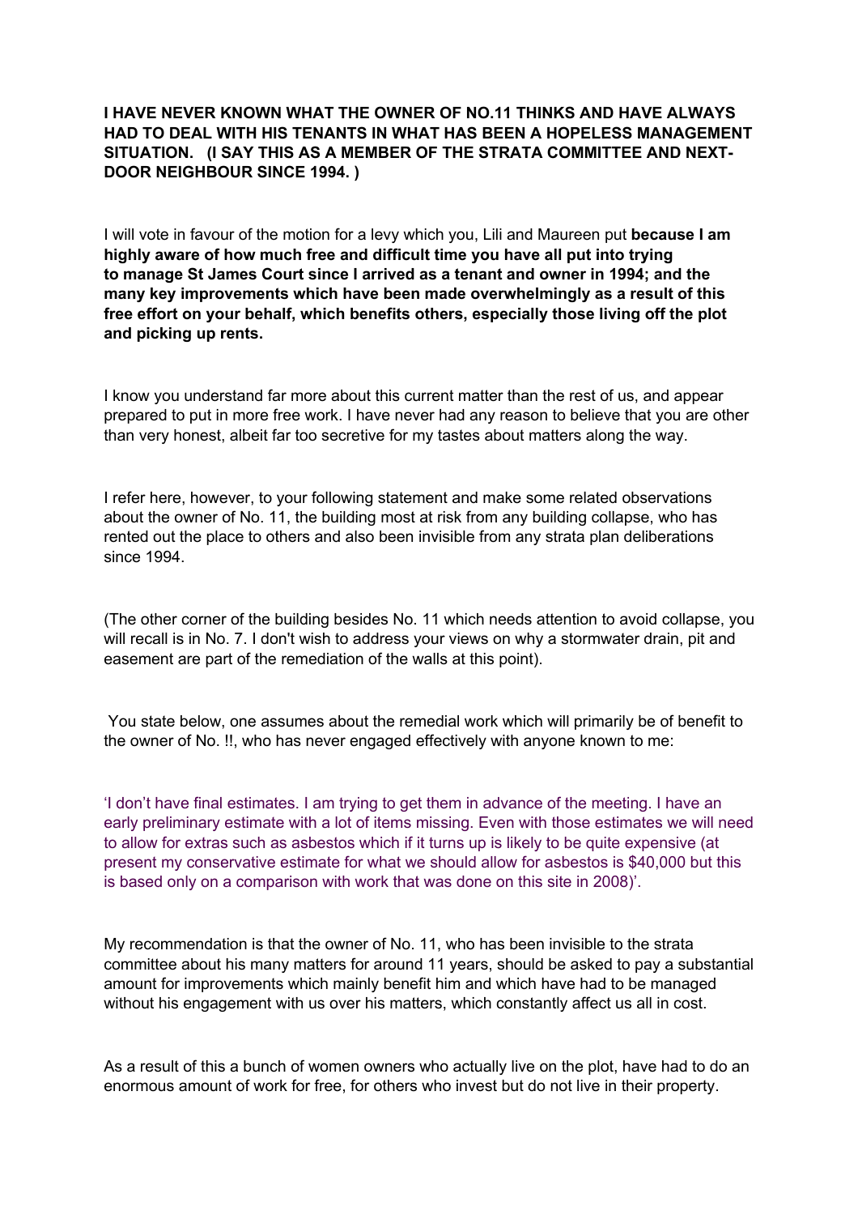**I HAVE NEVER KNOWN WHAT THE OWNER OF NO.11 THINKS AND HAVE ALWAYS HAD TO DEAL WITH HIS TENANTS IN WHAT HAS BEEN A HOPELESS MANAGEMENT SITUATION. (I SAY THIS AS A MEMBER OF THE STRATA COMMITTEE AND NEXT-DOOR NEIGHBOUR SINCE 1994. )**

I will vote in favour of the motion for a levy which you, Lili and Maureen put **because I am highly aware of how much free and difficult time you have all put into trying to manage St James Court since I arrived as a tenant and owner in 1994; and the many key improvements which have been made overwhelmingly as a result of this free effort on your behalf, which benefits others, especially those living off the plot and picking up rents.**

I know you understand far more about this current matter than the rest of us, and appear prepared to put in more free work. I have never had any reason to believe that you are other than very honest, albeit far too secretive for my tastes about matters along the way.

I refer here, however, to your following statement and make some related observations about the owner of No. 11, the building most at risk from any building collapse, who has rented out the place to others and also been invisible from any strata plan deliberations since 1994.

(The other corner of the building besides No. 11 which needs attention to avoid collapse, you will recall is in No. 7. I don't wish to address your views on why a stormwater drain, pit and easement are part of the remediation of the walls at this point).

You state below, one assumes about the remedial work which will primarily be of benefit to the owner of No. !!, who has never engaged effectively with anyone known to me:

'I don't have final estimates. I am trying to get them in advance of the meeting. I have an early preliminary estimate with a lot of items missing. Even with those estimates we will need to allow for extras such as asbestos which if it turns up is likely to be quite expensive (at present my conservative estimate for what we should allow for asbestos is $40,000 but this is based only on a comparison with work that was done on this site in 2008)'.

My recommendation is that the owner of No. 11, who has been invisible to the strata committee about his many matters for around 11 years, should be asked to pay a substantial amount for improvements which mainly benefit him and which have had to be managed without his engagement with us over his matters, which constantly affect us all in cost.

As a result of this a bunch of women owners who actually live on the plot, have had to do an enormous amount of work for free, for others who invest but do not live in their property.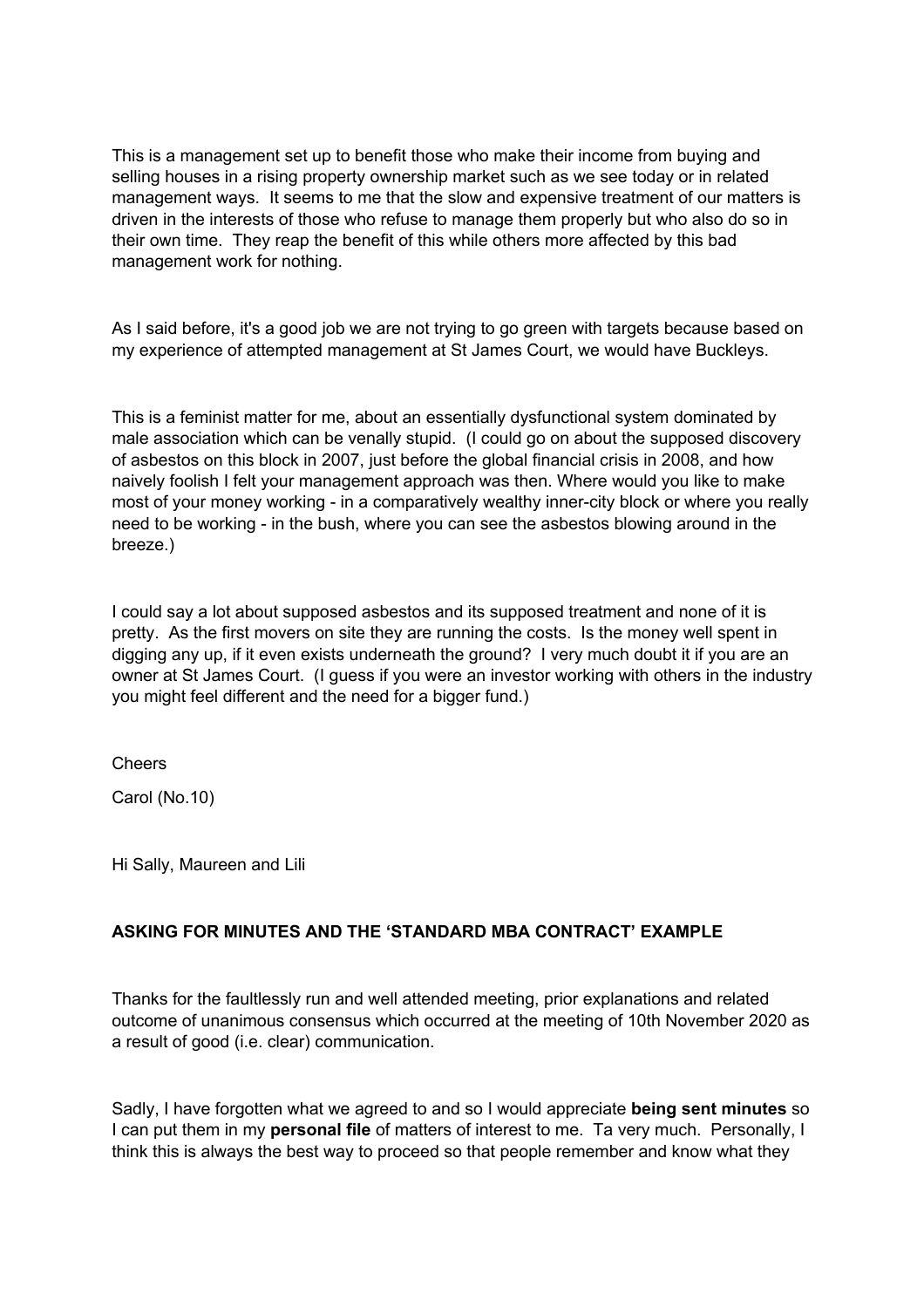This is a management set up to benefit those who make their income from buying and selling houses in a rising property ownership market such as we see today or in related management ways. It seems to me that the slow and expensive treatment of our matters is driven in the interests of those who refuse to manage them properly but who also do so in their own time. They reap the benefit of this while others more affected by this bad management work for nothing.

As I said before, it's a good job we are not trying to go green with targets because based on my experience of attempted management at St James Court, we would have Buckleys.

This is a feminist matter for me, about an essentially dysfunctional system dominated by male association which can be venally stupid. (I could go on about the supposed discovery of asbestos on this block in 2007, just before the global financial crisis in 2008, and how naively foolish I felt your management approach was then. Where would you like to make most of your money working - in a comparatively wealthy inner-city block or where you really need to be working - in the bush, where you can see the asbestos blowing around in the breeze.)

I could say a lot about supposed asbestos and its supposed treatment and none of it is pretty. As the first movers on site they are running the costs. Is the money well spent in digging any up, if it even exists underneath the ground? I very much doubt it if you are an owner at St James Court. (I guess if you were an investor working with others in the industry you might feel different and the need for a bigger fund.)

Cheers

Carol (No.10)

Hi Sally, Maureen and Lili

**ASKING FOR MINUTES AND THE 'STANDARD MBA CONTRACT' EXAMPLE**

Thanks for the faultlessly run and well attended meeting, prior explanations and related outcome of unanimous consensus which occurred at the meeting of 10th November 2020 as a result of good (i.e. clear) communication.

Sadly, I have forgotten what we agreed to and so I would appreciate **being sent minutes** so I can put them in my **personal file** of matters of interest to me. Ta very much. Personally, I think this is always the best way to proceed so that people remember and know what they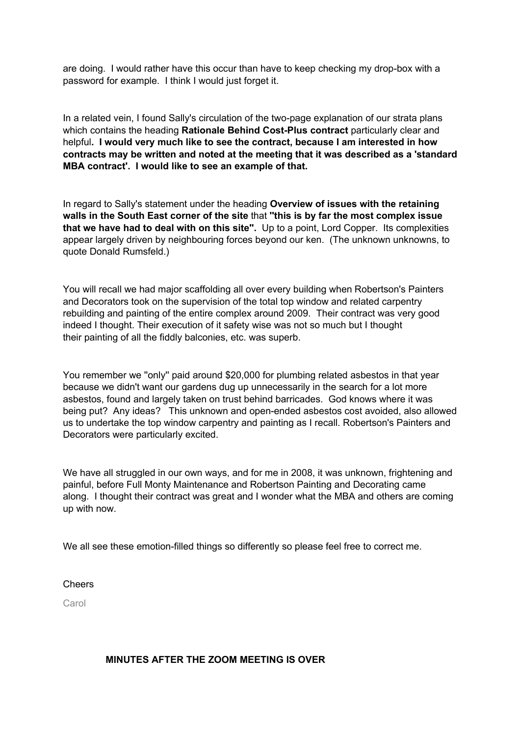are doing. I would rather have this occur than have to keep checking my drop-box with a password for example. I think I would just forget it.

In a related vein, I found Sally's circulation of the two-page explanation of our strata plans which contains the heading **Rationale Behind Cost-Plus contract** particularly clear and helpful**. I would very much like to see the contract, because I am interested in how contracts may be written and noted at the meeting that it was described as a 'standard MBA contract'. I would like to see an example of that.**

In regard to Sally's statement under the heading **Overview of issues with the retaining walls in the South East corner of the site** that **"this is by far the most complex issue that we have had to deal with on this site".** Up to a point, Lord Copper. Its complexities appear largely driven by neighbouring forces beyond our ken. (The unknown unknowns, to quote Donald Rumsfeld.)

You will recall we had major scaffolding all over every building when Robertson's Painters and Decorators took on the supervision of the total top window and related carpentry rebuilding and painting of the entire complex around 2009. Their contract was very good indeed I thought. Their execution of it safety wise was not so much but I thought their painting of all the fiddly balconies, etc. was superb.

You remember we "only" paid around $20,000 for plumbing related asbestos in that year because we didn't want our gardens dug up unnecessarily in the search for a lot more asbestos, found and largely taken on trust behind barricades. God knows where it was being put? Any ideas? This unknown and open-ended asbestos cost avoided, also allowed us to undertake the top window carpentry and painting as I recall. Robertson's Painters and Decorators were particularly excited.

We have all struggled in our own ways, and for me in 2008, it was unknown, frightening and painful, before Full Monty Maintenance and Robertson Painting and Decorating came along. I thought their contract was great and I wonder what the MBA and others are coming up with now.

We all see these emotion-filled things so differently so please feel free to correct me.

Cheers

Carol

**MINUTES AFTER THE ZOOM MEETING IS OVER**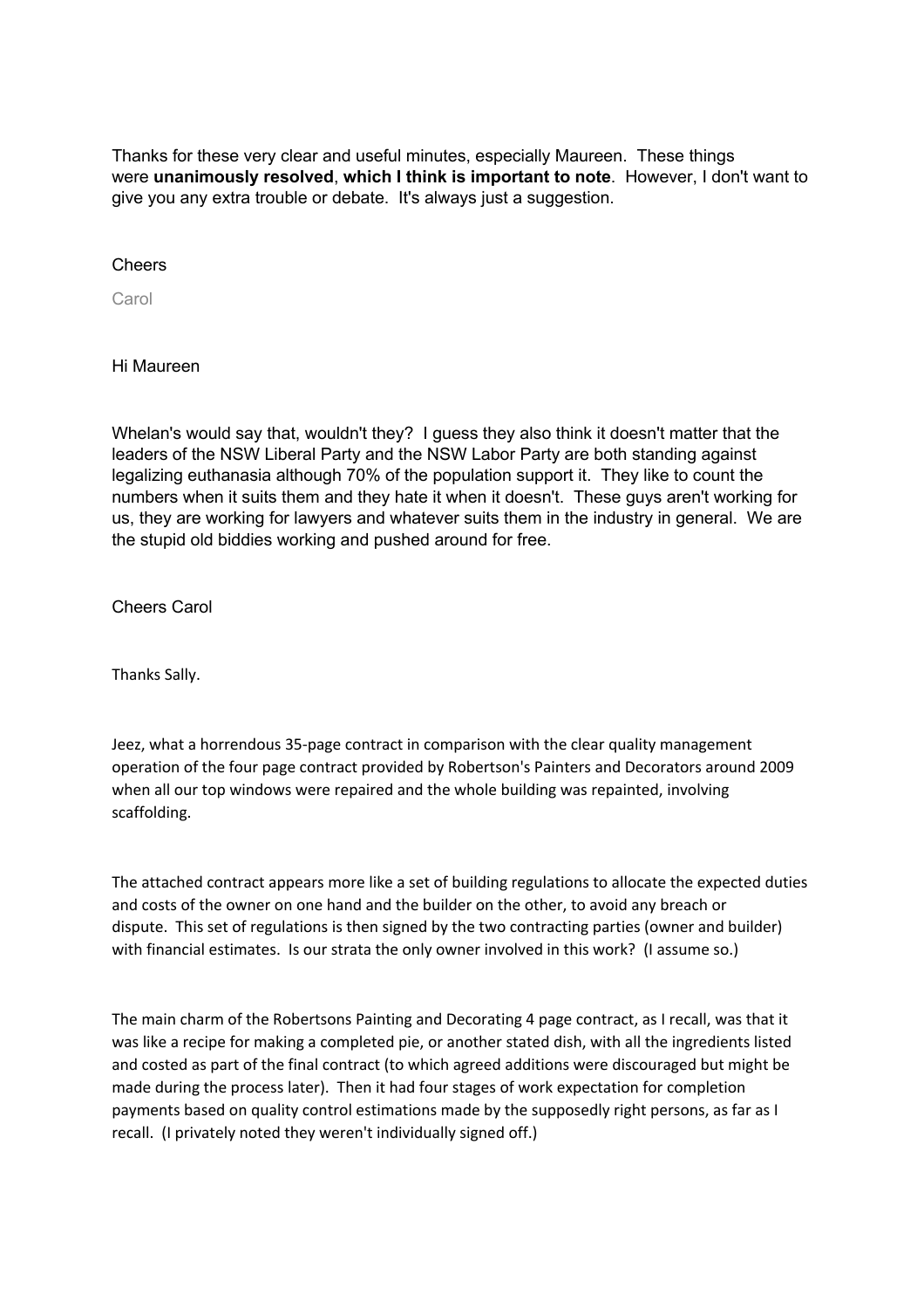Thanks for these very clear and useful minutes, especially Maureen. These things were **unanimously resolved**, **which I think is important to note**. However, I don't want to give you any extra trouble or debate. It's always just a suggestion.

Cheers

Carol

Hi Maureen

Whelan's would say that, wouldn't they? I guess they also think it doesn't matter that the leaders of the NSW Liberal Party and the NSW Labor Party are both standing against legalizing euthanasia although 70% of the population support it. They like to count the numbers when it suits them and they hate it when it doesn't. These guys aren't working for us, they are working for lawyers and whatever suits them in the industry in general. We are the stupid old biddies working and pushed around for free.

Cheers Carol

Thanks Sally.

Jeez, what a horrendous 35-page contract in comparison with the clear quality management operation of the four page contract provided by Robertson's Painters and Decorators around 2009 when all our top windows were repaired and the whole building was repainted, involving scaffolding.

The attached contract appears more like a set of building regulations to allocate the expected duties and costs of the owner on one hand and the builder on the other, to avoid any breach or dispute. This set of regulations is then signed by the two contracting parties (owner and builder) with financial estimates. Is our strata the only owner involved in this work? (I assume so.)

The main charm of the Robertsons Painting and Decorating 4 page contract, as I recall, was that it was like a recipe for making a completed pie, or another stated dish, with all the ingredients listed and costed as part of the final contract (to which agreed additions were discouraged but might be made during the process later). Then it had four stages of work expectation for completion payments based on quality control estimations made by the supposedly right persons, as far as I recall. (I privately noted they weren't individually signed off.)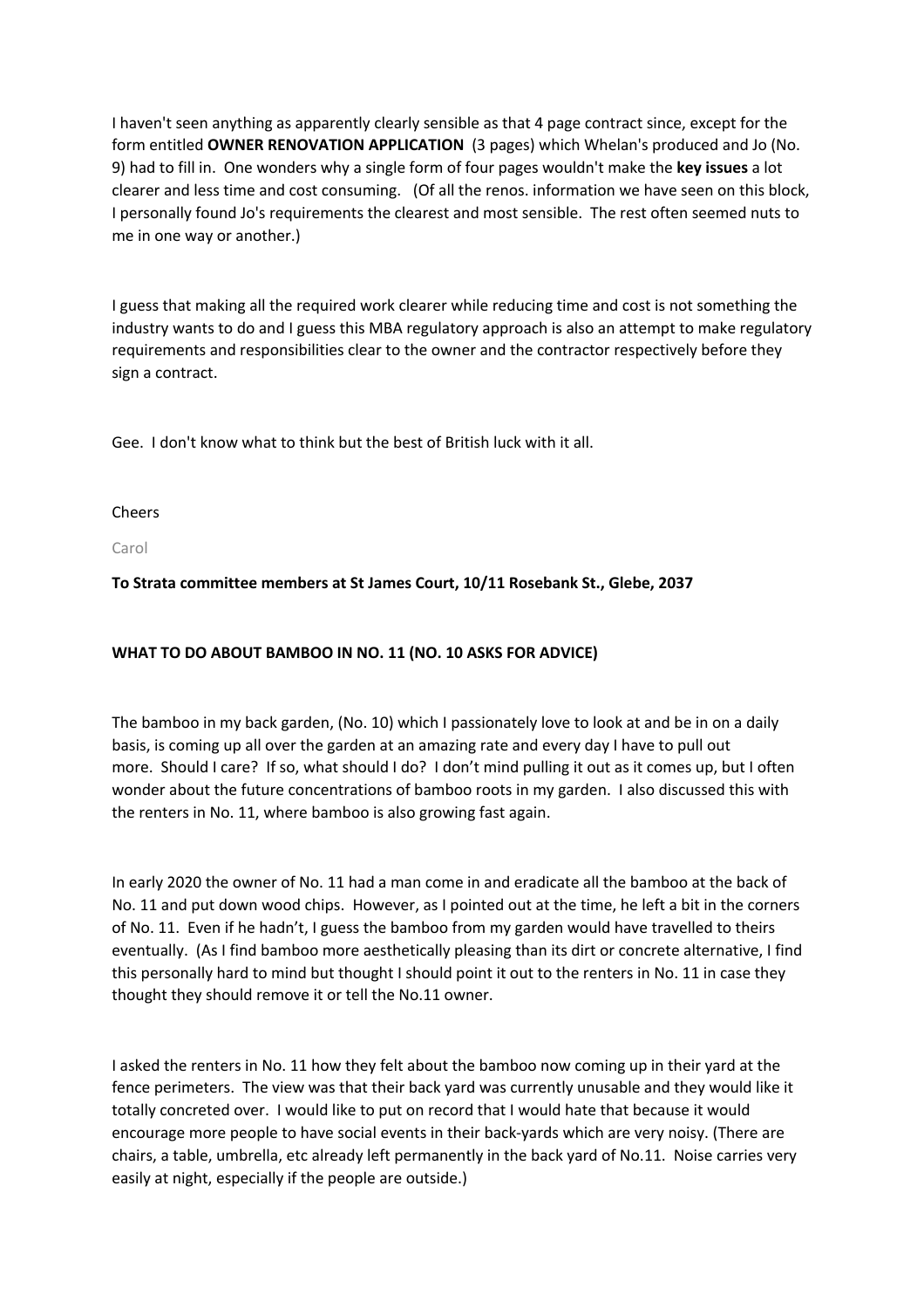I haven't seen anything as apparently clearly sensible as that 4 page contract since, except for the form entitled **OWNER RENOVATION APPLICATION** (3 pages) which Whelan's produced and Jo (No. 9) had to fill in. One wonders why a single form of four pages wouldn't make the **key issues** a lot clearer and less time and cost consuming. (Of all the renos. information we have seen on this block, I personally found Jo's requirements the clearest and most sensible. The rest often seemed nuts to me in one way or another.)

I guess that making all the required work clearer while reducing time and cost is not something the industry wants to do and I guess this MBA regulatory approach is also an attempt to make regulatory requirements and responsibilities clear to the owner and the contractor respectively before they sign a contract.

Gee. I don't know what to think but the best of British luck with it all.

Cheers

Carol

**To Strata committee members at St James Court, 10/11 Rosebank St., Glebe, 2037**

**WHAT TO DO ABOUT BAMBOO IN NO. 11 (NO. 10 ASKS FOR ADVICE)**

The bamboo in my back garden, (No. 10) which I passionately love to look at and be in on a daily basis, is coming up all over the garden at an amazing rate and every day I have to pull out more. Should I care? If so, what should I do? I don't mind pulling it out as it comes up, but I often wonder about the future concentrations of bamboo roots in my garden. I also discussed this with the renters in No. 11, where bamboo is also growing fast again.

In early 2020 the owner of No. 11 had a man come in and eradicate all the bamboo at the back of No. 11 and put down wood chips. However, as I pointed out at the time, he left a bit in the corners of No. 11. Even if he hadn't, I guess the bamboo from my garden would have travelled to theirs eventually. (As I find bamboo more aesthetically pleasing than its dirt or concrete alternative, I find this personally hard to mind but thought I should point it out to the renters in No. 11 in case they thought they should remove it or tell the No.11 owner.

I asked the renters in No. 11 how they felt about the bamboo now coming up in their yard at the fence perimeters. The view was that their back yard was currently unusable and they would like it totally concreted over. I would like to put on record that I would hate that because it would encourage more people to have social events in their back-yards which are very noisy. (There are chairs, a table, umbrella, etc already left permanently in the back yard of No.11. Noise carries very easily at night, especially if the people are outside.)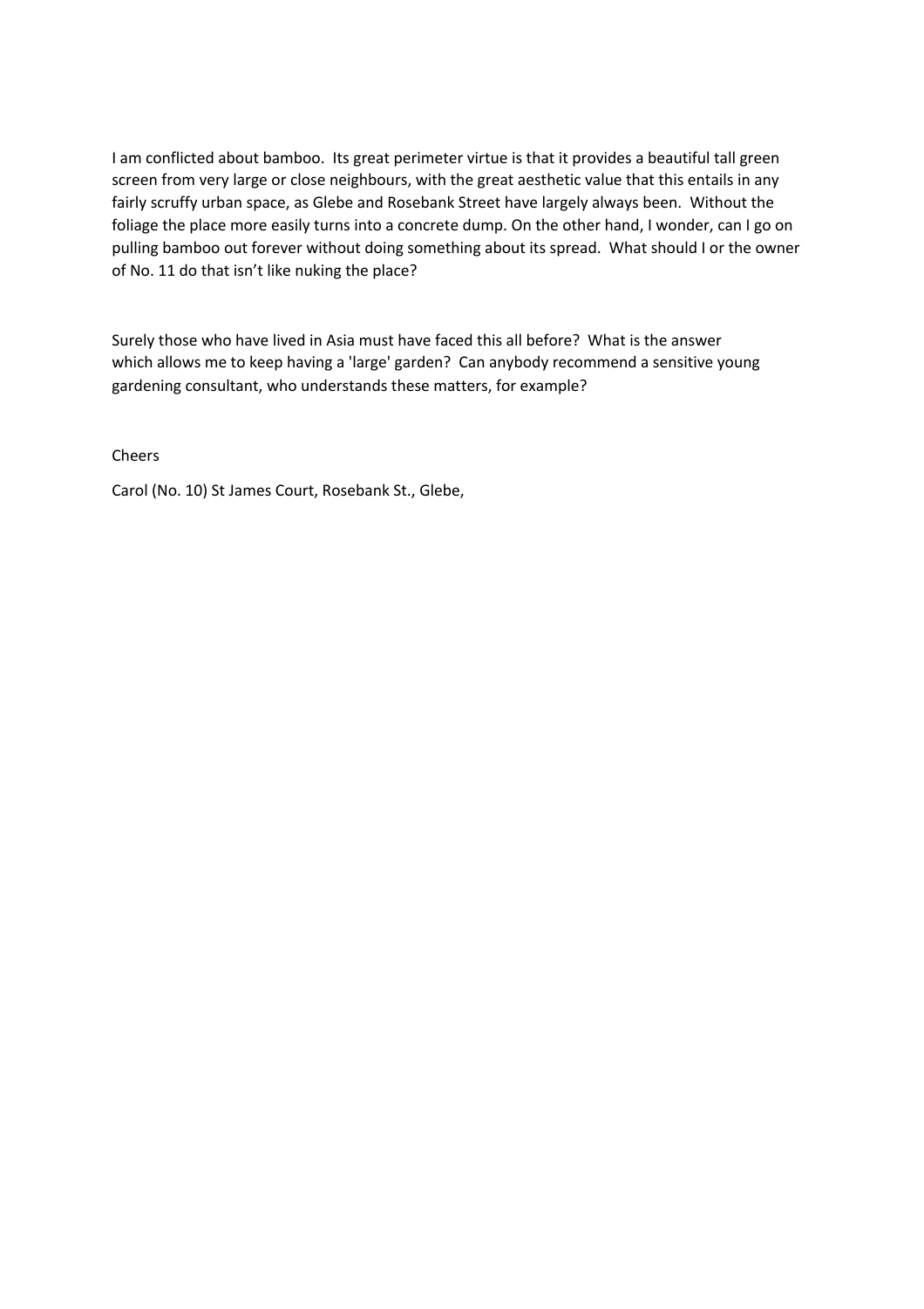I am conflicted about bamboo. Its great perimeter virtue is that it provides a beautiful tall green screen from very large or close neighbours, with the great aesthetic value that this entails in any fairly scruffy urban space, as Glebe and Rosebank Street have largely always been. Without the foliage the place more easily turns into a concrete dump. On the other hand, I wonder, can I go on pulling bamboo out forever without doing something about its spread. What should I or the owner of No. 11 do that isn't like nuking the place?

Surely those who have lived in Asia must have faced this all before? What is the answer which allows me to keep having a 'large' garden? Can anybody recommend a sensitive young gardening consultant, who understands these matters, for example?

Cheers

Carol (No. 10) St James Court, Rosebank St., Glebe,